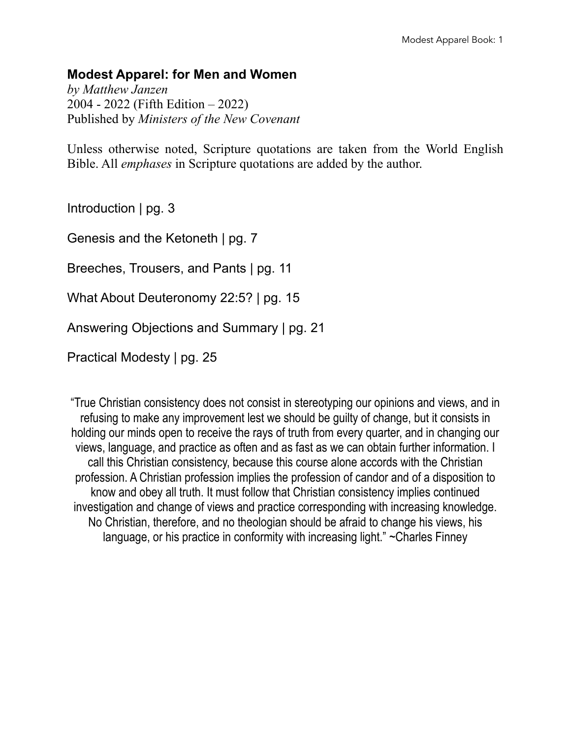# Modest Apparel: for Men and Women

*by Matthew Janzen*
2004 - 2022 (Fifth Edition – 2022)
Published by *Ministers of the New Covenant*

Unless otherwise noted, Scripture quotations are taken from the World English Bible. All *emphases* in Scripture quotations are added by the author.

Introduction | pg. 3

Genesis and the Ketoneth | pg. 7

Breeches, Trousers, and Pants | pg. 11

What About Deuteronomy 22:5? | pg. 15

Answering Objections and Summary | pg. 21

Practical Modesty | pg. 25

"True Christian consistency does not consist in stereotyping our opinions and views, and in refusing to make any improvement lest we should be guilty of change, but it consists in holding our minds open to receive the rays of truth from every quarter, and in changing our views, language, and practice as often and as fast as we can obtain further information. I call this Christian consistency, because this course alone accords with the Christian profession. A Christian profession implies the profession of candor and of a disposition to know and obey all truth. It must follow that Christian consistency implies continued investigation and change of views and practice corresponding with increasing knowledge. No Christian, therefore, and no theologian should be afraid to change his views, his language, or his practice in conformity with increasing light." ~Charles Finney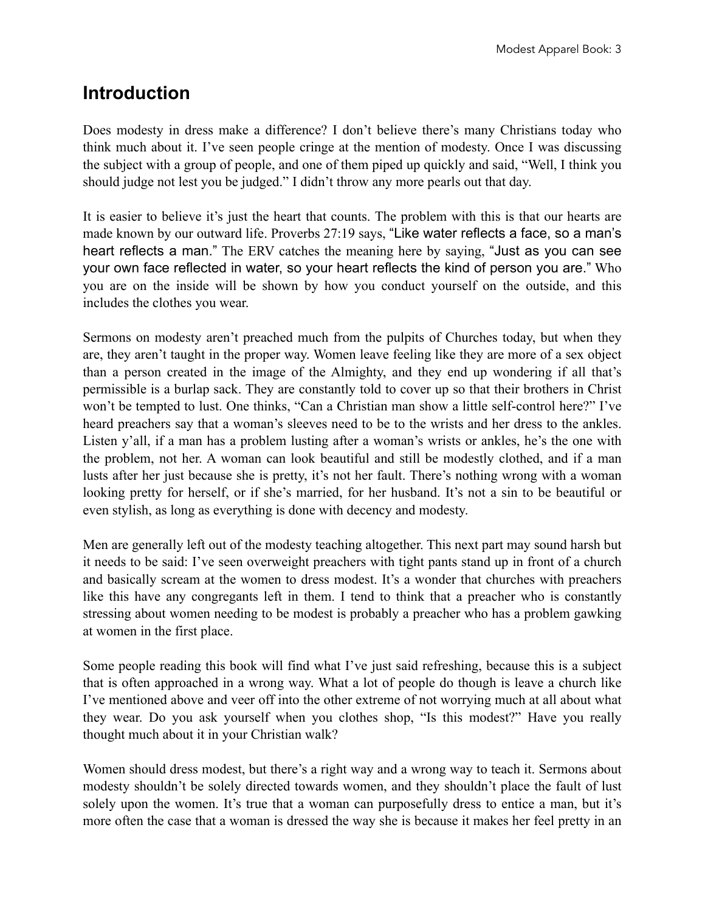## Introduction

Does modesty in dress make a difference? I don't believe there's many Christians today who think much about it. I've seen people cringe at the mention of modesty. Once I was discussing the subject with a group of people, and one of them piped up quickly and said, "Well, I think you should judge not lest you be judged." I didn't throw any more pearls out that day.

It is easier to believe it's just the heart that counts. The problem with this is that our hearts are made known by our outward life. Proverbs 27:19 says, "Like water reflects a face, so a man's heart reflects a man." The ERV catches the meaning here by saying, "Just as you can see your own face reflected in water, so your heart reflects the kind of person you are." Who you are on the inside will be shown by how you conduct yourself on the outside, and this includes the clothes you wear.

Sermons on modesty aren't preached much from the pulpits of Churches today, but when they are, they aren't taught in the proper way. Women leave feeling like they are more of a sex object than a person created in the image of the Almighty, and they end up wondering if all that's permissible is a burlap sack. They are constantly told to cover up so that their brothers in Christ won't be tempted to lust. One thinks, "Can a Christian man show a little self-control here?" I've heard preachers say that a woman's sleeves need to be to the wrists and her dress to the ankles. Listen y'all, if a man has a problem lusting after a woman's wrists or ankles, he's the one with the problem, not her. A woman can look beautiful and still be modestly clothed, and if a man lusts after her just because she is pretty, it's not her fault. There's nothing wrong with a woman looking pretty for herself, or if she's married, for her husband. It's not a sin to be beautiful or even stylish, as long as everything is done with decency and modesty.

Men are generally left out of the modesty teaching altogether. This next part may sound harsh but it needs to be said: I've seen overweight preachers with tight pants stand up in front of a church and basically scream at the women to dress modest. It's a wonder that churches with preachers like this have any congregants left in them. I tend to think that a preacher who is constantly stressing about women needing to be modest is probably a preacher who has a problem gawking at women in the first place.

Some people reading this book will find what I've just said refreshing, because this is a subject that is often approached in a wrong way. What a lot of people do though is leave a church like I've mentioned above and veer off into the other extreme of not worrying much at all about what they wear. Do you ask yourself when you clothes shop, "Is this modest?" Have you really thought much about it in your Christian walk?

Women should dress modest, but there's a right way and a wrong way to teach it. Sermons about modesty shouldn't be solely directed towards women, and they shouldn't place the fault of lust solely upon the women. It's true that a woman can purposefully dress to entice a man, but it's more often the case that a woman is dressed the way she is because it makes her feel pretty in an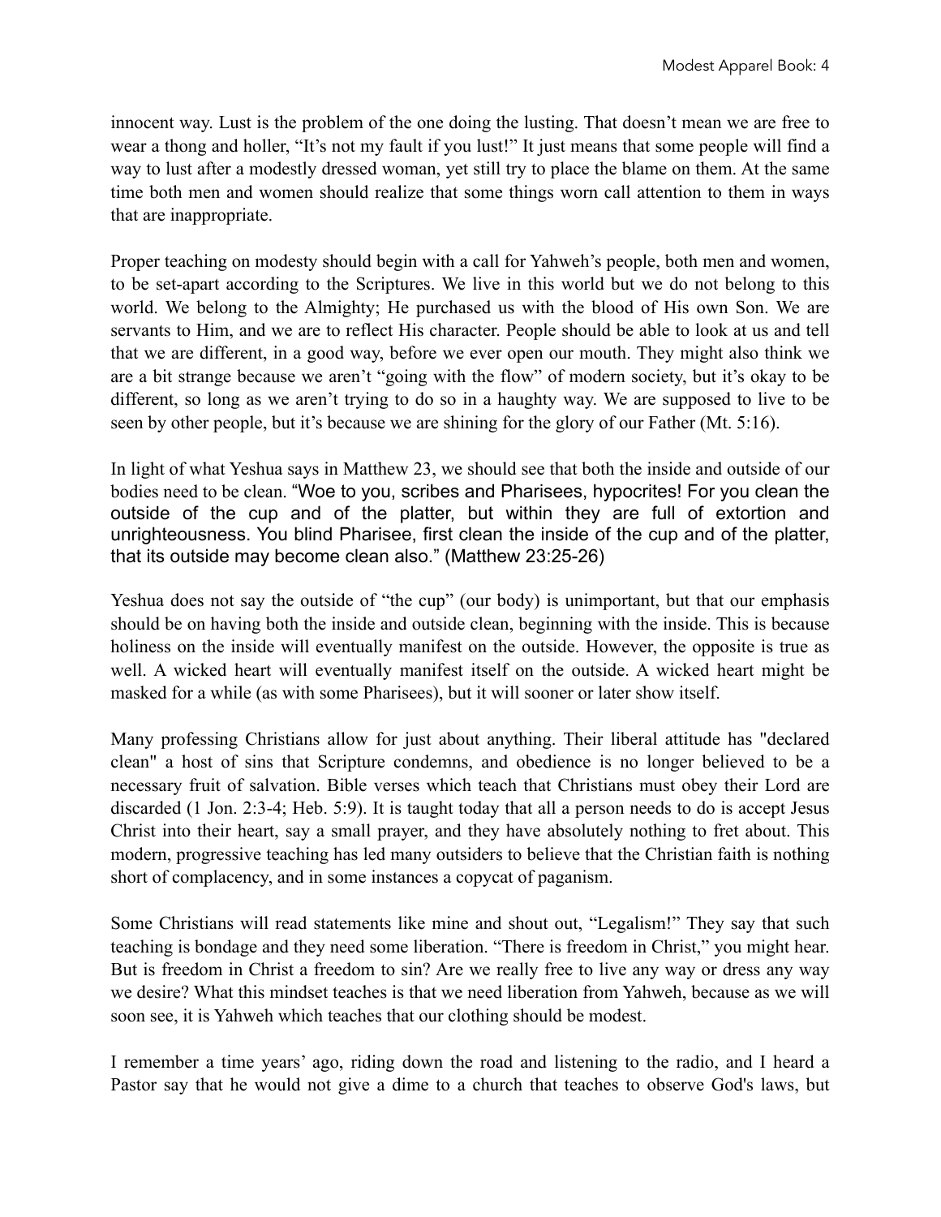innocent way. Lust is the problem of the one doing the lusting. That doesn't mean we are free to wear a thong and holler, "It's not my fault if you lust!" It just means that some people will find a way to lust after a modestly dressed woman, yet still try to place the blame on them. At the same time both men and women should realize that some things worn call attention to them in ways that are inappropriate.

Proper teaching on modesty should begin with a call for Yahweh's people, both men and women, to be set-apart according to the Scriptures. We live in this world but we do not belong to this world. We belong to the Almighty; He purchased us with the blood of His own Son. We are servants to Him, and we are to reflect His character. People should be able to look at us and tell that we are different, in a good way, before we ever open our mouth. They might also think we are a bit strange because we aren't "going with the flow" of modern society, but it's okay to be different, so long as we aren't trying to do so in a haughty way. We are supposed to live to be seen by other people, but it's because we are shining for the glory of our Father (Mt. 5:16).

In light of what Yeshua says in Matthew 23, we should see that both the inside and outside of our bodies need to be clean. "Woe to you, scribes and Pharisees, hypocrites! For you clean the outside of the cup and of the platter, but within they are full of extortion and unrighteousness. You blind Pharisee, first clean the inside of the cup and of the platter, that its outside may become clean also." (Matthew 23:25-26)

Yeshua does not say the outside of "the cup" (our body) is unimportant, but that our emphasis should be on having both the inside and outside clean, beginning with the inside. This is because holiness on the inside will eventually manifest on the outside. However, the opposite is true as well. A wicked heart will eventually manifest itself on the outside. A wicked heart might be masked for a while (as with some Pharisees), but it will sooner or later show itself.

Many professing Christians allow for just about anything. Their liberal attitude has "declared clean" a host of sins that Scripture condemns, and obedience is no longer believed to be a necessary fruit of salvation. Bible verses which teach that Christians must obey their Lord are discarded (1 Jon. 2:3-4; Heb. 5:9). It is taught today that all a person needs to do is accept Jesus Christ into their heart, say a small prayer, and they have absolutely nothing to fret about. This modern, progressive teaching has led many outsiders to believe that the Christian faith is nothing short of complacency, and in some instances a copycat of paganism.

Some Christians will read statements like mine and shout out, "Legalism!" They say that such teaching is bondage and they need some liberation. "There is freedom in Christ," you might hear. But is freedom in Christ a freedom to sin? Are we really free to live any way or dress any way we desire? What this mindset teaches is that we need liberation from Yahweh, because as we will soon see, it is Yahweh which teaches that our clothing should be modest.

I remember a time years' ago, riding down the road and listening to the radio, and I heard a Pastor say that he would not give a dime to a church that teaches to observe God's laws, but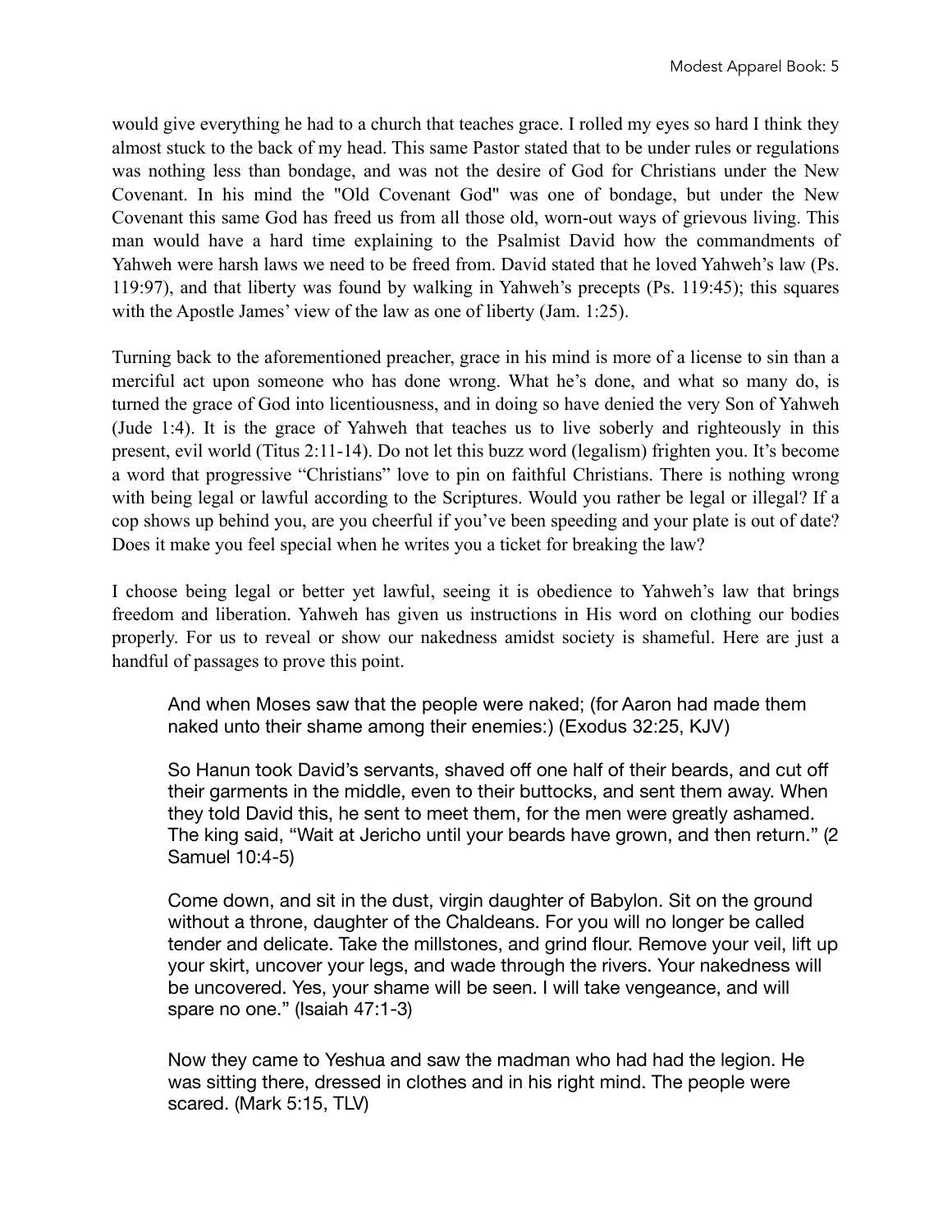would give everything he had to a church that teaches grace. I rolled my eyes so hard I think they almost stuck to the back of my head. This same Pastor stated that to be under rules or regulations was nothing less than bondage, and was not the desire of God for Christians under the New Covenant. In his mind the "Old Covenant God" was one of bondage, but under the New Covenant this same God has freed us from all those old, worn-out ways of grievous living. This man would have a hard time explaining to the Psalmist David how the commandments of Yahweh were harsh laws we need to be freed from. David stated that he loved Yahweh's law (Ps. 119:97), and that liberty was found by walking in Yahweh's precepts (Ps. 119:45); this squares with the Apostle James' view of the law as one of liberty (Jam. 1:25).

Turning back to the aforementioned preacher, grace in his mind is more of a license to sin than a merciful act upon someone who has done wrong. What he's done, and what so many do, is turned the grace of God into licentiousness, and in doing so have denied the very Son of Yahweh (Jude 1:4). It is the grace of Yahweh that teaches us to live soberly and righteously in this present, evil world (Titus 2:11-14). Do not let this buzz word (legalism) frighten you. It's become a word that progressive "Christians" love to pin on faithful Christians. There is nothing wrong with being legal or lawful according to the Scriptures. Would you rather be legal or illegal? If a cop shows up behind you, are you cheerful if you've been speeding and your plate is out of date? Does it make you feel special when he writes you a ticket for breaking the law?

I choose being legal or better yet lawful, seeing it is obedience to Yahweh's law that brings freedom and liberation. Yahweh has given us instructions in His word on clothing our bodies properly. For us to reveal or show our nakedness amidst society is shameful. Here are just a handful of passages to prove this point.

> And when Moses saw that the people were naked; (for Aaron had made them naked unto their shame among their enemies:) (Exodus 32:25, KJV)

> So Hanun took David's servants, shaved off one half of their beards, and cut off their garments in the middle, even to their buttocks, and sent them away. When they told David this, he sent to meet them, for the men were greatly ashamed. The king said, "Wait at Jericho until your beards have grown, and then return." (2 Samuel 10:4-5)

> Come down, and sit in the dust, virgin daughter of Babylon. Sit on the ground without a throne, daughter of the Chaldeans. For you will no longer be called tender and delicate. Take the millstones, and grind flour. Remove your veil, lift up your skirt, uncover your legs, and wade through the rivers. Your nakedness will be uncovered. Yes, your shame will be seen. I will take vengeance, and will spare no one." (Isaiah 47:1-3)

> Now they came to Yeshua and saw the madman who had had the legion. He was sitting there, dressed in clothes and in his right mind. The people were scared. (Mark 5:15, TLV)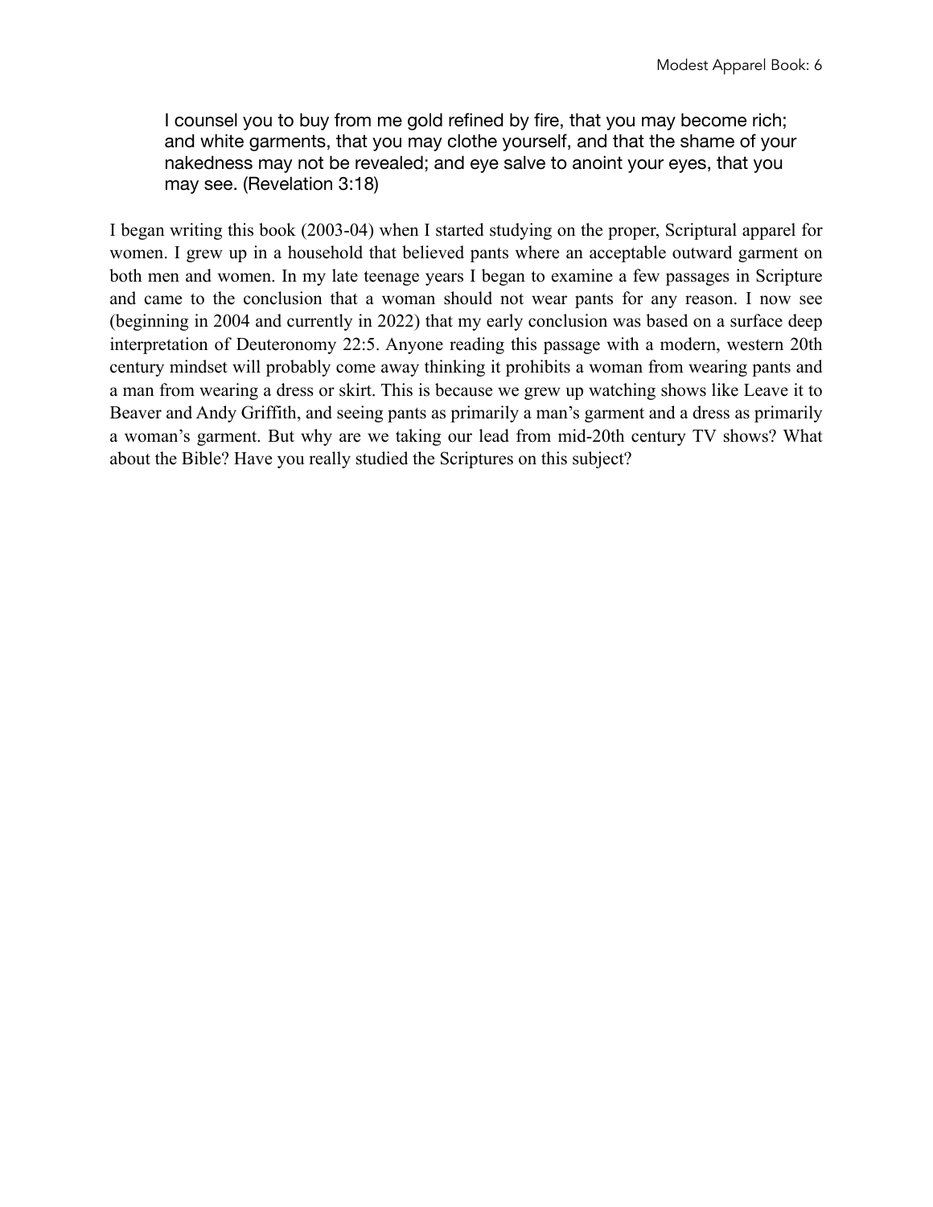> I counsel you to buy from me gold refined by fire, that you may become rich; and white garments, that you may clothe yourself, and that the shame of your nakedness may not be revealed; and eye salve to anoint your eyes, that you may see. (Revelation 3:18)

I began writing this book (2003-04) when I started studying on the proper, Scriptural apparel for women. I grew up in a household that believed pants where an acceptable outward garment on both men and women. In my late teenage years I began to examine a few passages in Scripture and came to the conclusion that a woman should not wear pants for any reason. I now see (beginning in 2004 and currently in 2022) that my early conclusion was based on a surface deep interpretation of Deuteronomy 22:5. Anyone reading this passage with a modern, western 20th century mindset will probably come away thinking it prohibits a woman from wearing pants and a man from wearing a dress or skirt. This is because we grew up watching shows like Leave it to Beaver and Andy Griffith, and seeing pants as primarily a man's garment and a dress as primarily a woman's garment. But why are we taking our lead from mid-20th century TV shows? What about the Bible? Have you really studied the Scriptures on this subject?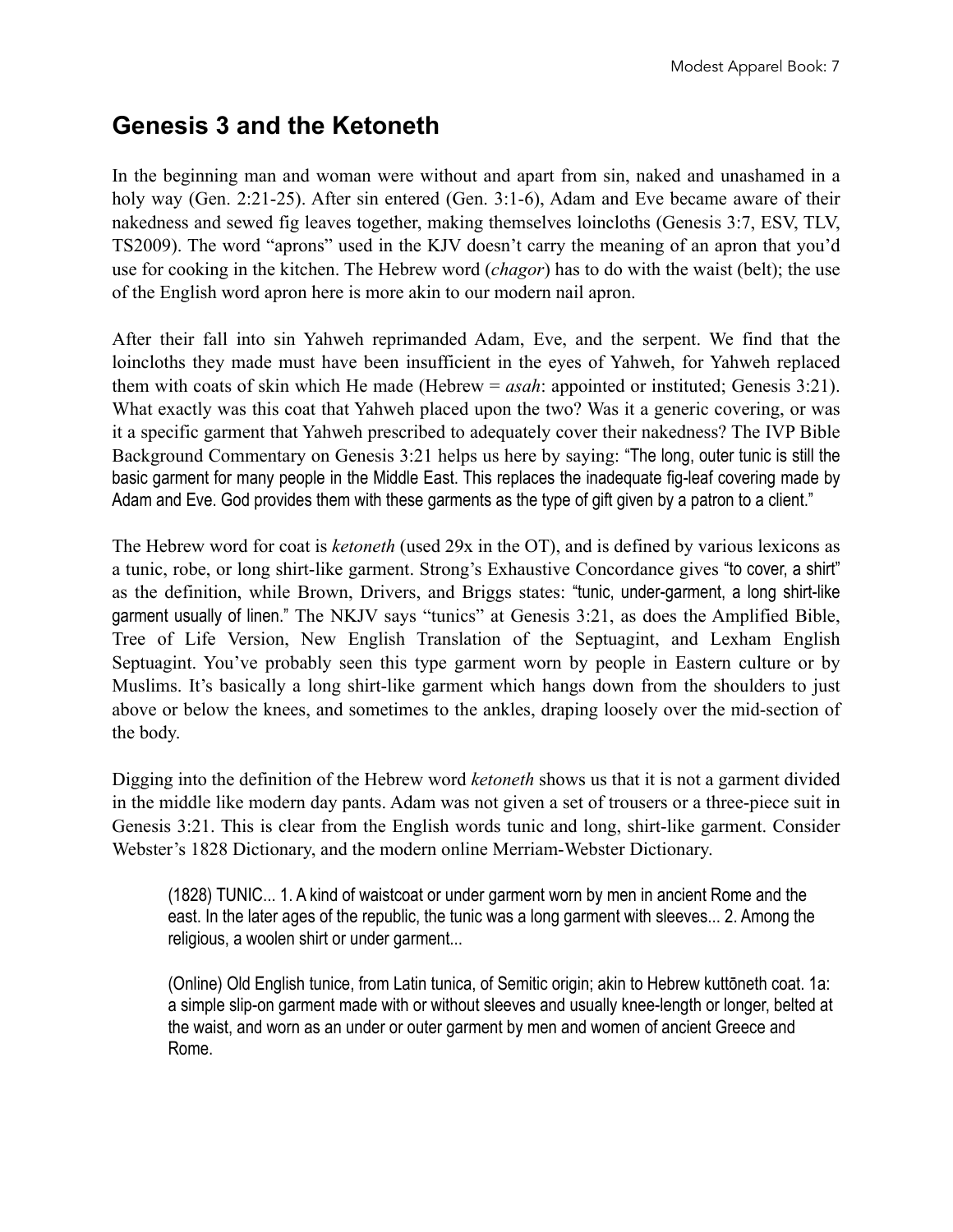## Genesis 3 and the Ketoneth

In the beginning man and woman were without and apart from sin, naked and unashamed in a holy way (Gen. 2:21-25). After sin entered (Gen. 3:1-6), Adam and Eve became aware of their nakedness and sewed fig leaves together, making themselves loincloths (Genesis 3:7, ESV, TLV, TS2009). The word "aprons" used in the KJV doesn't carry the meaning of an apron that you'd use for cooking in the kitchen. The Hebrew word (*chagor*) has to do with the waist (belt); the use of the English word apron here is more akin to our modern nail apron.

After their fall into sin Yahweh reprimanded Adam, Eve, and the serpent. We find that the loincloths they made must have been insufficient in the eyes of Yahweh, for Yahweh replaced them with coats of skin which He made (Hebrew = *asah*: appointed or instituted; Genesis 3:21). What exactly was this coat that Yahweh placed upon the two? Was it a generic covering, or was it a specific garment that Yahweh prescribed to adequately cover their nakedness? The IVP Bible Background Commentary on Genesis 3:21 helps us here by saying: "The long, outer tunic is still the basic garment for many people in the Middle East. This replaces the inadequate fig-leaf covering made by Adam and Eve. God provides them with these garments as the type of gift given by a patron to a client."

The Hebrew word for coat is *ketoneth* (used 29x in the OT), and is defined by various lexicons as a tunic, robe, or long shirt-like garment. Strong's Exhaustive Concordance gives "to cover, a shirt" as the definition, while Brown, Drivers, and Briggs states: "tunic, under-garment, a long shirt-like garment usually of linen." The NKJV says "tunics" at Genesis 3:21, as does the Amplified Bible, Tree of Life Version, New English Translation of the Septuagint, and Lexham English Septuagint. You've probably seen this type garment worn by people in Eastern culture or by Muslims. It's basically a long shirt-like garment which hangs down from the shoulders to just above or below the knees, and sometimes to the ankles, draping loosely over the mid-section of the body.

Digging into the definition of the Hebrew word *ketoneth* shows us that it is not a garment divided in the middle like modern day pants. Adam was not given a set of trousers or a three-piece suit in Genesis 3:21. This is clear from the English words tunic and long, shirt-like garment. Consider Webster's 1828 Dictionary, and the modern online Merriam-Webster Dictionary.

> (1828) TUNIC... 1. A kind of waistcoat or under garment worn by men in ancient Rome and the east. In the later ages of the republic, the tunic was a long garment with sleeves... 2. Among the religious, a woolen shirt or under garment...
>
> (Online) Old English tunice, from Latin tunica, of Semitic origin; akin to Hebrew kuttōneth coat. 1a: a simple slip-on garment made with or without sleeves and usually knee-length or longer, belted at the waist, and worn as an under or outer garment by men and women of ancient Greece and Rome.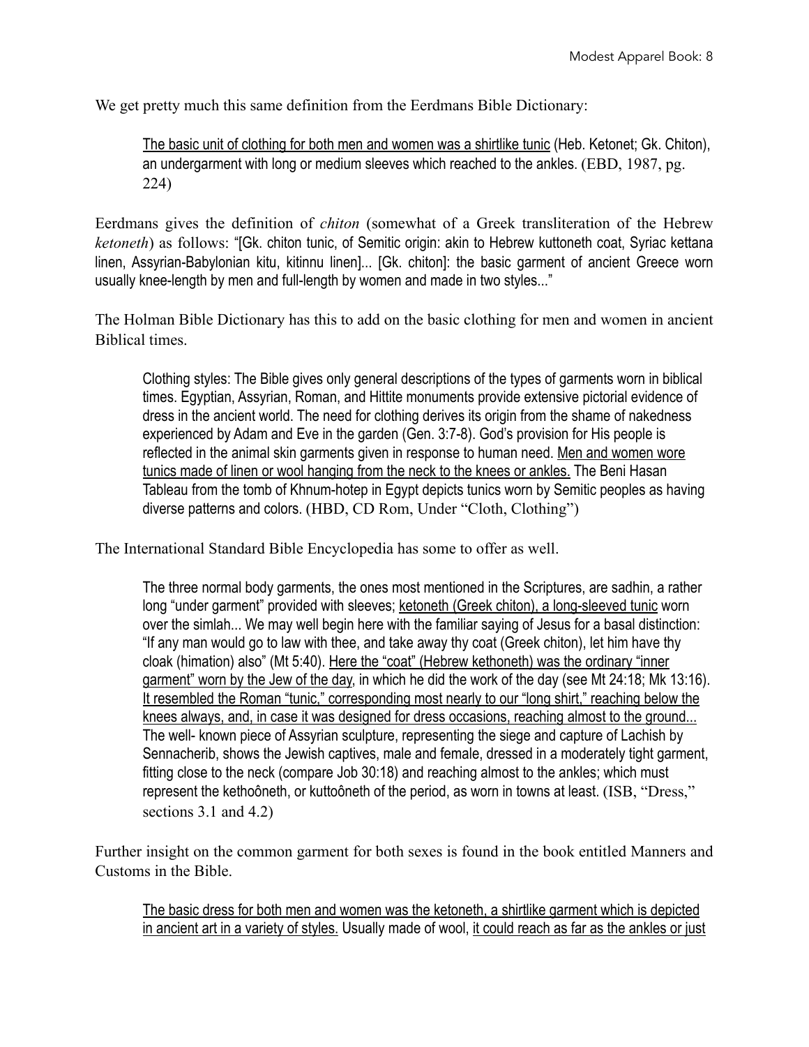We get pretty much this same definition from the Eerdmans Bible Dictionary:

> <u>The basic unit of clothing for both men and women was a shirtlike tunic</u> (Heb. Ketonet; Gk. Chiton), an undergarment with long or medium sleeves which reached to the ankles. (EBD, 1987, pg. 224)

Eerdmans gives the definition of *chiton* (somewhat of a Greek transliteration of the Hebrew *ketoneth*) as follows: "[Gk. chiton tunic, of Semitic origin: akin to Hebrew kuttoneth coat, Syriac kettana linen, Assyrian-Babylonian kitu, kitinnu linen]... [Gk. chiton]: the basic garment of ancient Greece worn usually knee-length by men and full-length by women and made in two styles..."

The Holman Bible Dictionary has this to add on the basic clothing for men and women in ancient Biblical times.

> Clothing styles: The Bible gives only general descriptions of the types of garments worn in biblical times. Egyptian, Assyrian, Roman, and Hittite monuments provide extensive pictorial evidence of dress in the ancient world. The need for clothing derives its origin from the shame of nakedness experienced by Adam and Eve in the garden (Gen. 3:7-8). God's provision for His people is reflected in the animal skin garments given in response to human need. <u>Men and women wore tunics made of linen or wool hanging from the neck to the knees or ankles.</u> The Beni Hasan Tableau from the tomb of Khnum-hotep in Egypt depicts tunics worn by Semitic peoples as having diverse patterns and colors. (HBD, CD Rom, Under "Cloth, Clothing")

The International Standard Bible Encyclopedia has some to offer as well.

> The three normal body garments, the ones most mentioned in the Scriptures, are sadhin, a rather long "under garment" provided with sleeves; <u>ketoneth (Greek chiton), a long-sleeved tunic</u> worn over the simlah... We may well begin here with the familiar saying of Jesus for a basal distinction: "If any man would go to law with thee, and take away thy coat (Greek chiton), let him have thy cloak (himation) also" (Mt 5:40). <u>Here the "coat" (Hebrew kethoneth) was the ordinary "inner garment" worn by the Jew of the day</u>, in which he did the work of the day (see Mt 24:18; Mk 13:16). <u>It resembled the Roman "tunic," corresponding most nearly to our "long shirt," reaching below the knees always, and, in case it was designed for dress occasions, reaching almost to the ground...</u> The well- known piece of Assyrian sculpture, representing the siege and capture of Lachish by Sennacherib, shows the Jewish captives, male and female, dressed in a moderately tight garment, fitting close to the neck (compare Job 30:18) and reaching almost to the ankles; which must represent the kethoôneth, or kuttoôneth of the period, as worn in towns at least. (ISB, "Dress," sections 3.1 and 4.2)

Further insight on the common garment for both sexes is found in the book entitled Manners and Customs in the Bible.

> <u>The basic dress for both men and women was the ketoneth, a shirtlike garment which is depicted in ancient art in a variety of styles.</u> Usually made of wool, <u>it could reach as far as the ankles or just</u>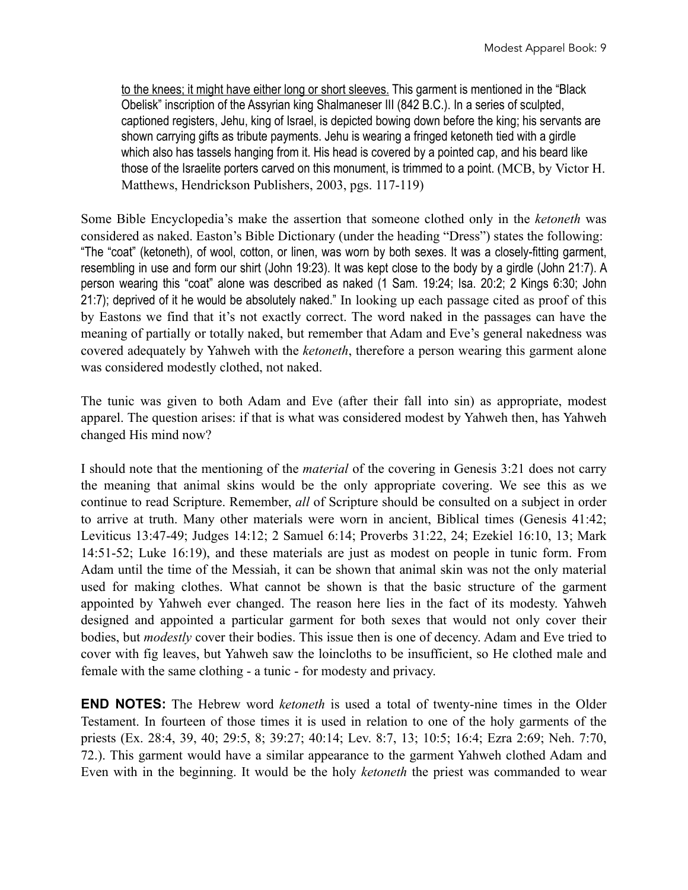<u>to the knees; it might have either long or short sleeves.</u> This garment is mentioned in the "Black Obelisk" inscription of the Assyrian king Shalmaneser III (842 B.C.). In a series of sculpted, captioned registers, Jehu, king of Israel, is depicted bowing down before the king; his servants are shown carrying gifts as tribute payments. Jehu is wearing a fringed ketoneth tied with a girdle which also has tassels hanging from it. His head is covered by a pointed cap, and his beard like those of the Israelite porters carved on this monument, is trimmed to a point. (MCB, by Victor H. Matthews, Hendrickson Publishers, 2003, pgs. 117-119)

Some Bible Encyclopedia's make the assertion that someone clothed only in the *ketoneth* was considered as naked. Easton's Bible Dictionary (under the heading "Dress") states the following: "The "coat" (ketoneth), of wool, cotton, or linen, was worn by both sexes. It was a closely-fitting garment, resembling in use and form our shirt (John 19:23). It was kept close to the body by a girdle (John 21:7). A person wearing this "coat" alone was described as naked (1 Sam. 19:24; Isa. 20:2; 2 Kings 6:30; John 21:7); deprived of it he would be absolutely naked." In looking up each passage cited as proof of this by Eastons we find that it's not exactly correct. The word naked in the passages can have the meaning of partially or totally naked, but remember that Adam and Eve's general nakedness was covered adequately by Yahweh with the *ketoneth*, therefore a person wearing this garment alone was considered modestly clothed, not naked.

The tunic was given to both Adam and Eve (after their fall into sin) as appropriate, modest apparel. The question arises: if that is what was considered modest by Yahweh then, has Yahweh changed His mind now?

I should note that the mentioning of the *material* of the covering in Genesis 3:21 does not carry the meaning that animal skins would be the only appropriate covering. We see this as we continue to read Scripture. Remember, *all* of Scripture should be consulted on a subject in order to arrive at truth. Many other materials were worn in ancient, Biblical times (Genesis 41:42; Leviticus 13:47-49; Judges 14:12; 2 Samuel 6:14; Proverbs 31:22, 24; Ezekiel 16:10, 13; Mark 14:51-52; Luke 16:19), and these materials are just as modest on people in tunic form. From Adam until the time of the Messiah, it can be shown that animal skin was not the only material used for making clothes. What cannot be shown is that the basic structure of the garment appointed by Yahweh ever changed. The reason here lies in the fact of its modesty. Yahweh designed and appointed a particular garment for both sexes that would not only cover their bodies, but *modestly* cover their bodies. This issue then is one of decency. Adam and Eve tried to cover with fig leaves, but Yahweh saw the loincloths to be insufficient, so He clothed male and female with the same clothing - a tunic - for modesty and privacy.

**END NOTES:** The Hebrew word *ketoneth* is used a total of twenty-nine times in the Older Testament. In fourteen of those times it is used in relation to one of the holy garments of the priests (Ex. 28:4, 39, 40; 29:5, 8; 39:27; 40:14; Lev. 8:7, 13; 10:5; 16:4; Ezra 2:69; Neh. 7:70, 72.). This garment would have a similar appearance to the garment Yahweh clothed Adam and Even with in the beginning. It would be the holy *ketoneth* the priest was commanded to wear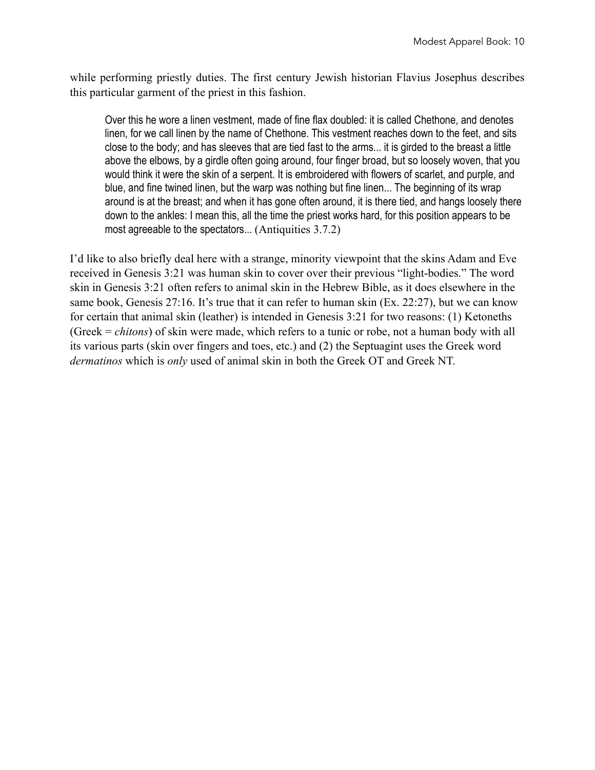while performing priestly duties. The first century Jewish historian Flavius Josephus describes this particular garment of the priest in this fashion.

> Over this he wore a linen vestment, made of fine flax doubled: it is called Chethone, and denotes linen, for we call linen by the name of Chethone. This vestment reaches down to the feet, and sits close to the body; and has sleeves that are tied fast to the arms... it is girded to the breast a little above the elbows, by a girdle often going around, four finger broad, but so loosely woven, that you would think it were the skin of a serpent. It is embroidered with flowers of scarlet, and purple, and blue, and fine twined linen, but the warp was nothing but fine linen... The beginning of its wrap around is at the breast; and when it has gone often around, it is there tied, and hangs loosely there down to the ankles: I mean this, all the time the priest works hard, for this position appears to be most agreeable to the spectators... (Antiquities 3.7.2)

I'd like to also briefly deal here with a strange, minority viewpoint that the skins Adam and Eve received in Genesis 3:21 was human skin to cover over their previous "light-bodies." The word skin in Genesis 3:21 often refers to animal skin in the Hebrew Bible, as it does elsewhere in the same book, Genesis 27:16. It's true that it can refer to human skin (Ex. 22:27), but we can know for certain that animal skin (leather) is intended in Genesis 3:21 for two reasons: (1) Ketoneths (Greek = *chitons*) of skin were made, which refers to a tunic or robe, not a human body with all its various parts (skin over fingers and toes, etc.) and (2) the Septuagint uses the Greek word *dermatinos* which is *only* used of animal skin in both the Greek OT and Greek NT.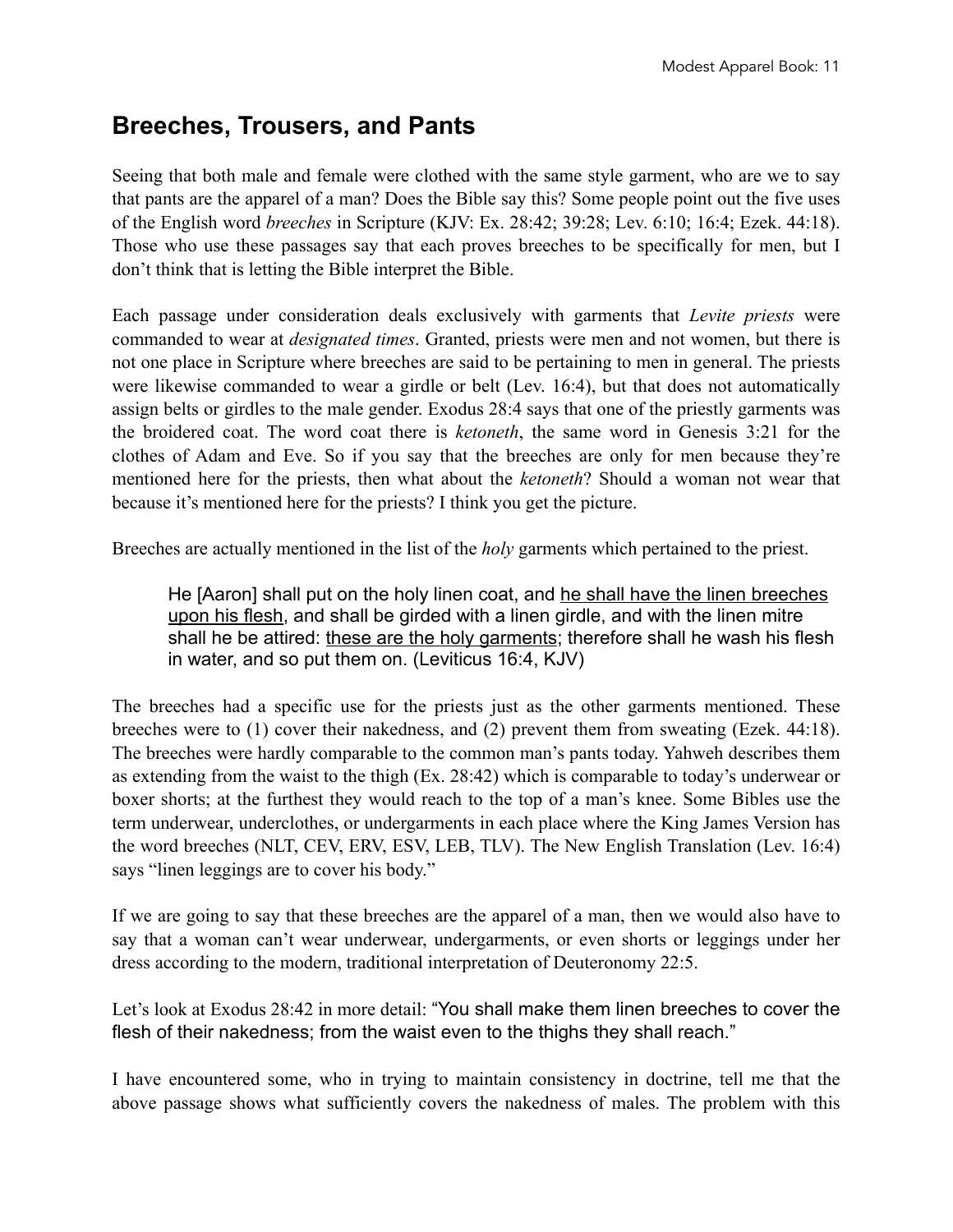## Breeches, Trousers, and Pants

Seeing that both male and female were clothed with the same style garment, who are we to say that pants are the apparel of a man? Does the Bible say this? Some people point out the five uses of the English word *breeches* in Scripture (KJV: Ex. 28:42; 39:28; Lev. 6:10; 16:4; Ezek. 44:18). Those who use these passages say that each proves breeches to be specifically for men, but I don't think that is letting the Bible interpret the Bible.

Each passage under consideration deals exclusively with garments that *Levite priests* were commanded to wear at *designated times*. Granted, priests were men and not women, but there is not one place in Scripture where breeches are said to be pertaining to men in general. The priests were likewise commanded to wear a girdle or belt (Lev. 16:4), but that does not automatically assign belts or girdles to the male gender. Exodus 28:4 says that one of the priestly garments was the broidered coat. The word coat there is *ketoneth*, the same word in Genesis 3:21 for the clothes of Adam and Eve. So if you say that the breeches are only for men because they're mentioned here for the priests, then what about the *ketoneth*? Should a woman not wear that because it's mentioned here for the priests? I think you get the picture.

Breeches are actually mentioned in the list of the *holy* garments which pertained to the priest.

> He [Aaron] shall put on the holy linen coat, and <u>he shall have the linen breeches upon his flesh</u>, and shall be girded with a linen girdle, and with the linen mitre shall he be attired: <u>these are the holy garments</u>; therefore shall he wash his flesh in water, and so put them on. (Leviticus 16:4, KJV)

The breeches had a specific use for the priests just as the other garments mentioned. These breeches were to (1) cover their nakedness, and (2) prevent them from sweating (Ezek. 44:18). The breeches were hardly comparable to the common man's pants today. Yahweh describes them as extending from the waist to the thigh (Ex. 28:42) which is comparable to today's underwear or boxer shorts; at the furthest they would reach to the top of a man's knee. Some Bibles use the term underwear, underclothes, or undergarments in each place where the King James Version has the word breeches (NLT, CEV, ERV, ESV, LEB, TLV). The New English Translation (Lev. 16:4) says "linen leggings are to cover his body."

If we are going to say that these breeches are the apparel of a man, then we would also have to say that a woman can't wear underwear, undergarments, or even shorts or leggings under her dress according to the modern, traditional interpretation of Deuteronomy 22:5.

Let's look at Exodus 28:42 in more detail: "You shall make them linen breeches to cover the flesh of their nakedness; from the waist even to the thighs they shall reach."

I have encountered some, who in trying to maintain consistency in doctrine, tell me that the above passage shows what sufficiently covers the nakedness of males. The problem with this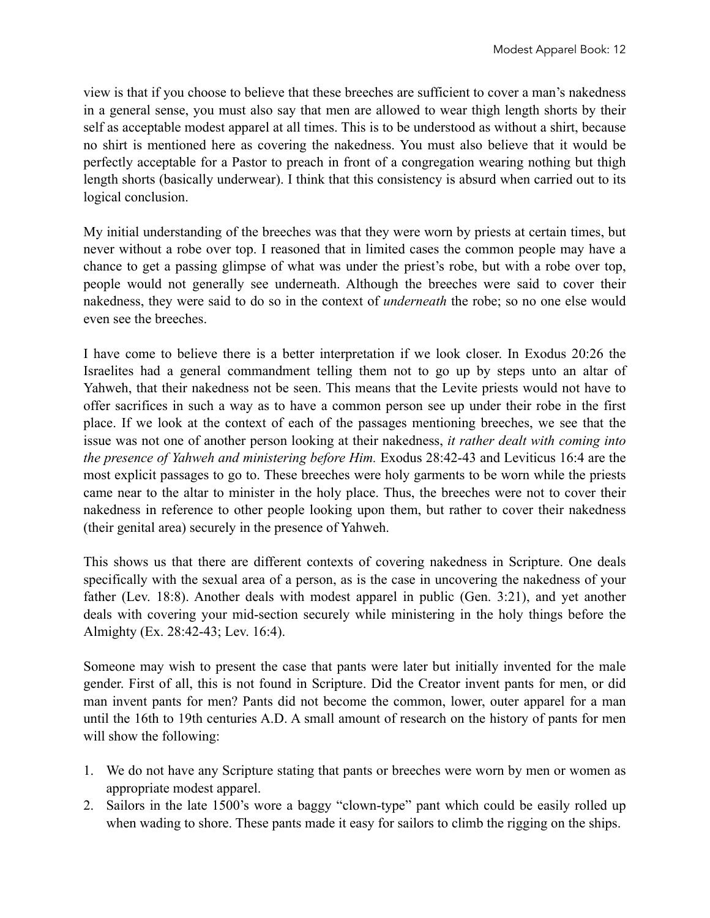view is that if you choose to believe that these breeches are sufficient to cover a man's nakedness in a general sense, you must also say that men are allowed to wear thigh length shorts by their self as acceptable modest apparel at all times. This is to be understood as without a shirt, because no shirt is mentioned here as covering the nakedness. You must also believe that it would be perfectly acceptable for a Pastor to preach in front of a congregation wearing nothing but thigh length shorts (basically underwear). I think that this consistency is absurd when carried out to its logical conclusion.

My initial understanding of the breeches was that they were worn by priests at certain times, but never without a robe over top. I reasoned that in limited cases the common people may have a chance to get a passing glimpse of what was under the priest's robe, but with a robe over top, people would not generally see underneath. Although the breeches were said to cover their nakedness, they were said to do so in the context of *underneath* the robe; so no one else would even see the breeches.

I have come to believe there is a better interpretation if we look closer. In Exodus 20:26 the Israelites had a general commandment telling them not to go up by steps unto an altar of Yahweh, that their nakedness not be seen. This means that the Levite priests would not have to offer sacrifices in such a way as to have a common person see up under their robe in the first place. If we look at the context of each of the passages mentioning breeches, we see that the issue was not one of another person looking at their nakedness, *it rather dealt with coming into the presence of Yahweh and ministering before Him.* Exodus 28:42-43 and Leviticus 16:4 are the most explicit passages to go to. These breeches were holy garments to be worn while the priests came near to the altar to minister in the holy place. Thus, the breeches were not to cover their nakedness in reference to other people looking upon them, but rather to cover their nakedness (their genital area) securely in the presence of Yahweh.

This shows us that there are different contexts of covering nakedness in Scripture. One deals specifically with the sexual area of a person, as is the case in uncovering the nakedness of your father (Lev. 18:8). Another deals with modest apparel in public (Gen. 3:21), and yet another deals with covering your mid-section securely while ministering in the holy things before the Almighty (Ex. 28:42-43; Lev. 16:4).

Someone may wish to present the case that pants were later but initially invented for the male gender. First of all, this is not found in Scripture. Did the Creator invent pants for men, or did man invent pants for men? Pants did not become the common, lower, outer apparel for a man until the 16th to 19th centuries A.D. A small amount of research on the history of pants for men will show the following:

1. We do not have any Scripture stating that pants or breeches were worn by men or women as appropriate modest apparel.
2. Sailors in the late 1500's wore a baggy "clown-type" pant which could be easily rolled up when wading to shore. These pants made it easy for sailors to climb the rigging on the ships.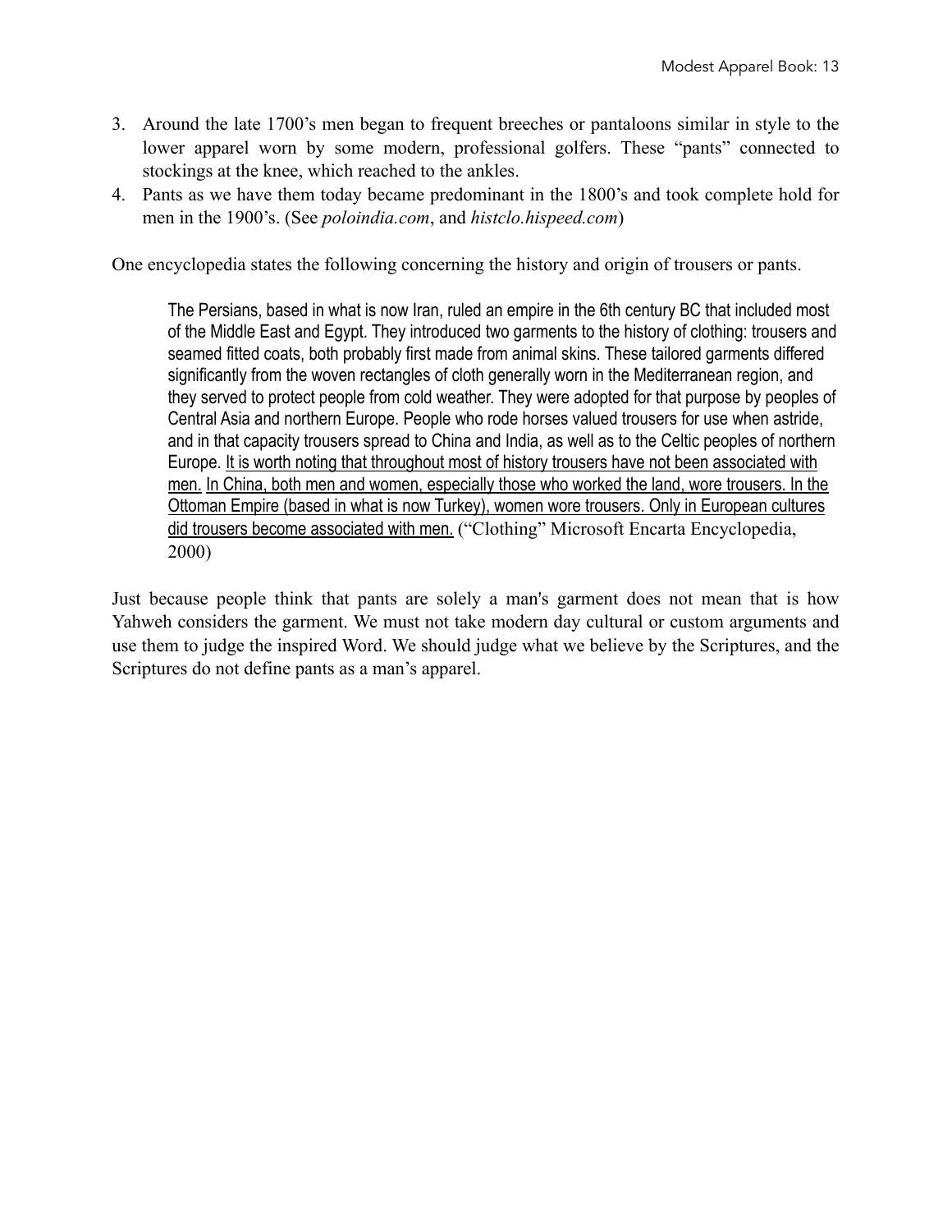3. Around the late 1700's men began to frequent breeches or pantaloons similar in style to the lower apparel worn by some modern, professional golfers. These "pants" connected to stockings at the knee, which reached to the ankles.
4. Pants as we have them today became predominant in the 1800's and took complete hold for men in the 1900's. (See *poloindia.com*, and *histclo.hispeed.com*)

One encyclopedia states the following concerning the history and origin of trousers or pants.

> The Persians, based in what is now Iran, ruled an empire in the 6th century BC that included most of the Middle East and Egypt. They introduced two garments to the history of clothing: trousers and seamed fitted coats, both probably first made from animal skins. These tailored garments differed significantly from the woven rectangles of cloth generally worn in the Mediterranean region, and they served to protect people from cold weather. They were adopted for that purpose by peoples of Central Asia and northern Europe. People who rode horses valued trousers for use when astride, and in that capacity trousers spread to China and India, as well as to the Celtic peoples of northern Europe. <u>It is worth noting that throughout most of history trousers have not been associated with men.</u> <u>In China, both men and women, especially those who worked the land, wore trousers. In the Ottoman Empire (based in what is now Turkey), women wore trousers. Only in European cultures did trousers become associated with men.</u> ("Clothing" Microsoft Encarta Encyclopedia, 2000)

Just because people think that pants are solely a man's garment does not mean that is how Yahweh considers the garment. We must not take modern day cultural or custom arguments and use them to judge the inspired Word. We should judge what we believe by the Scriptures, and the Scriptures do not define pants as a man's apparel.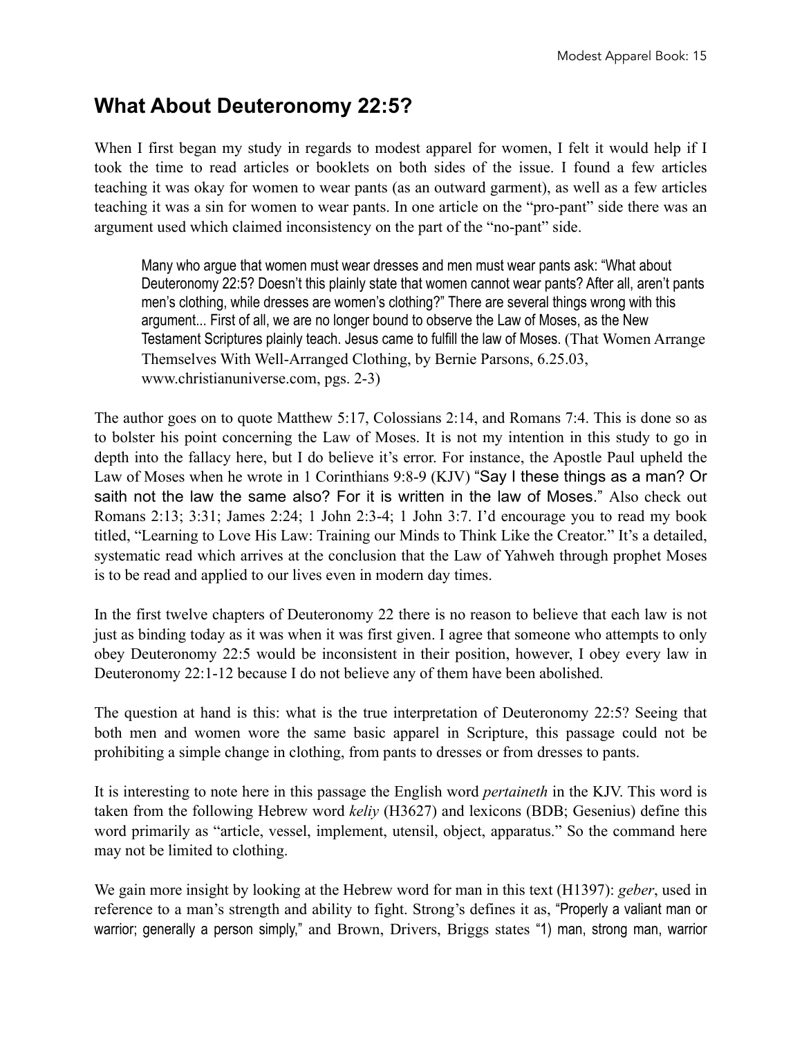## What About Deuteronomy 22:5?

When I first began my study in regards to modest apparel for women, I felt it would help if I took the time to read articles or booklets on both sides of the issue. I found a few articles teaching it was okay for women to wear pants (as an outward garment), as well as a few articles teaching it was a sin for women to wear pants. In one article on the "pro-pant" side there was an argument used which claimed inconsistency on the part of the "no-pant" side.

> Many who argue that women must wear dresses and men must wear pants ask: "What about Deuteronomy 22:5? Doesn't this plainly state that women cannot wear pants? After all, aren't pants men's clothing, while dresses are women's clothing?" There are several things wrong with this argument... First of all, we are no longer bound to observe the Law of Moses, as the New Testament Scriptures plainly teach. Jesus came to fulfill the law of Moses. (That Women Arrange Themselves With Well-Arranged Clothing, by Bernie Parsons, 6.25.03, www.christianuniverse.com, pgs. 2-3)

The author goes on to quote Matthew 5:17, Colossians 2:14, and Romans 7:4. This is done so as to bolster his point concerning the Law of Moses. It is not my intention in this study to go in depth into the fallacy here, but I do believe it's error. For instance, the Apostle Paul upheld the Law of Moses when he wrote in 1 Corinthians 9:8-9 (KJV) "Say I these things as a man? Or saith not the law the same also? For it is written in the law of Moses." Also check out Romans 2:13; 3:31; James 2:24; 1 John 2:3-4; 1 John 3:7. I'd encourage you to read my book titled, "Learning to Love His Law: Training our Minds to Think Like the Creator." It's a detailed, systematic read which arrives at the conclusion that the Law of Yahweh through prophet Moses is to be read and applied to our lives even in modern day times.

In the first twelve chapters of Deuteronomy 22 there is no reason to believe that each law is not just as binding today as it was when it was first given. I agree that someone who attempts to only obey Deuteronomy 22:5 would be inconsistent in their position, however, I obey every law in Deuteronomy 22:1-12 because I do not believe any of them have been abolished.

The question at hand is this: what is the true interpretation of Deuteronomy 22:5? Seeing that both men and women wore the same basic apparel in Scripture, this passage could not be prohibiting a simple change in clothing, from pants to dresses or from dresses to pants.

It is interesting to note here in this passage the English word *pertaineth* in the KJV. This word is taken from the following Hebrew word *keliy* (H3627) and lexicons (BDB; Gesenius) define this word primarily as "article, vessel, implement, utensil, object, apparatus." So the command here may not be limited to clothing.

We gain more insight by looking at the Hebrew word for man in this text (H1397): *geber*, used in reference to a man's strength and ability to fight. Strong's defines it as, "Properly a valiant man or warrior; generally a person simply," and Brown, Drivers, Briggs states "1) man, strong man, warrior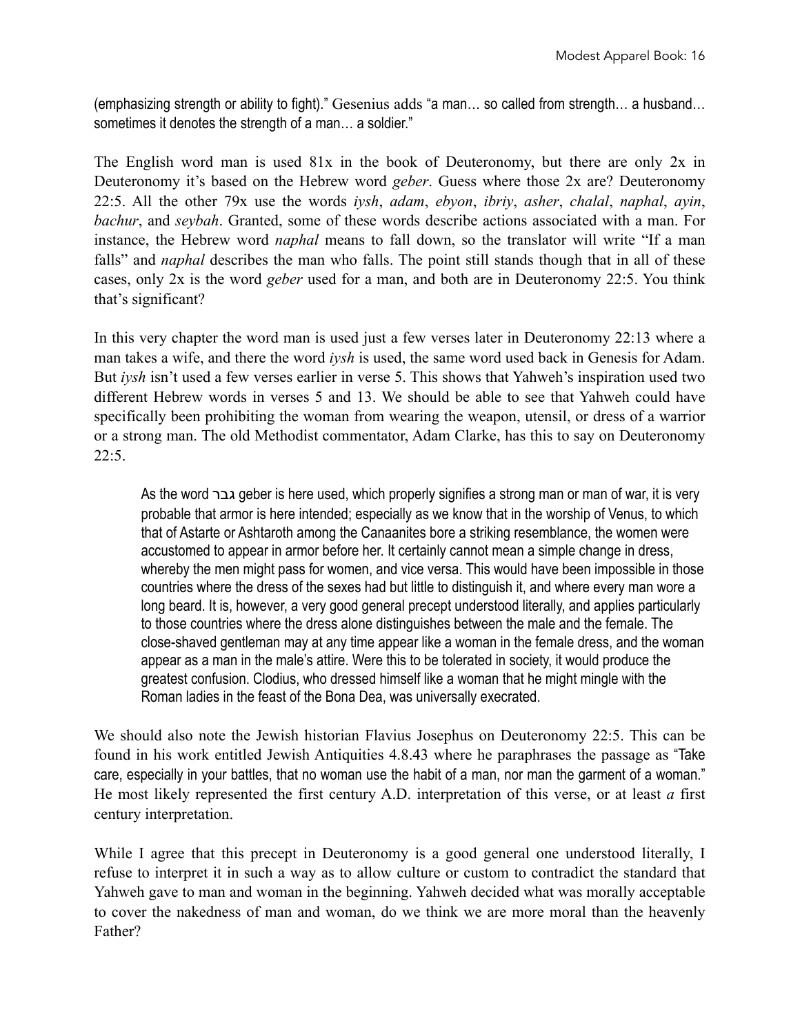(emphasizing strength or ability to fight)." Gesenius adds "a man… so called from strength… a husband… sometimes it denotes the strength of a man… a soldier."

The English word man is used 81x in the book of Deuteronomy, but there are only 2x in Deuteronomy it's based on the Hebrew word *geber*. Guess where those 2x are? Deuteronomy 22:5. All the other 79x use the words *iysh*, *adam*, *ebyon*, *ibriy*, *asher*, *chalal*, *naphal*, *ayin*, *bachur*, and *seybah*. Granted, some of these words describe actions associated with a man. For instance, the Hebrew word *naphal* means to fall down, so the translator will write "If a man falls" and *naphal* describes the man who falls. The point still stands though that in all of these cases, only 2x is the word *geber* used for a man, and both are in Deuteronomy 22:5. You think that's significant?

In this very chapter the word man is used just a few verses later in Deuteronomy 22:13 where a man takes a wife, and there the word *iysh* is used, the same word used back in Genesis for Adam. But *iysh* isn't used a few verses earlier in verse 5. This shows that Yahweh's inspiration used two different Hebrew words in verses 5 and 13. We should be able to see that Yahweh could have specifically been prohibiting the woman from wearing the weapon, utensil, or dress of a warrior or a strong man. The old Methodist commentator, Adam Clarke, has this to say on Deuteronomy 22:5.

> As the word גבר geber is here used, which properly signifies a strong man or man of war, it is very probable that armor is here intended; especially as we know that in the worship of Venus, to which that of Astarte or Ashtaroth among the Canaanites bore a striking resemblance, the women were accustomed to appear in armor before her. It certainly cannot mean a simple change in dress, whereby the men might pass for women, and vice versa. This would have been impossible in those countries where the dress of the sexes had but little to distinguish it, and where every man wore a long beard. It is, however, a very good general precept understood literally, and applies particularly to those countries where the dress alone distinguishes between the male and the female. The close-shaved gentleman may at any time appear like a woman in the female dress, and the woman appear as a man in the male's attire. Were this to be tolerated in society, it would produce the greatest confusion. Clodius, who dressed himself like a woman that he might mingle with the Roman ladies in the feast of the Bona Dea, was universally execrated.

We should also note the Jewish historian Flavius Josephus on Deuteronomy 22:5. This can be found in his work entitled Jewish Antiquities 4.8.43 where he paraphrases the passage as "Take care, especially in your battles, that no woman use the habit of a man, nor man the garment of a woman." He most likely represented the first century A.D. interpretation of this verse, or at least *a* first century interpretation.

While I agree that this precept in Deuteronomy is a good general one understood literally, I refuse to interpret it in such a way as to allow culture or custom to contradict the standard that Yahweh gave to man and woman in the beginning. Yahweh decided what was morally acceptable to cover the nakedness of man and woman, do we think we are more moral than the heavenly Father?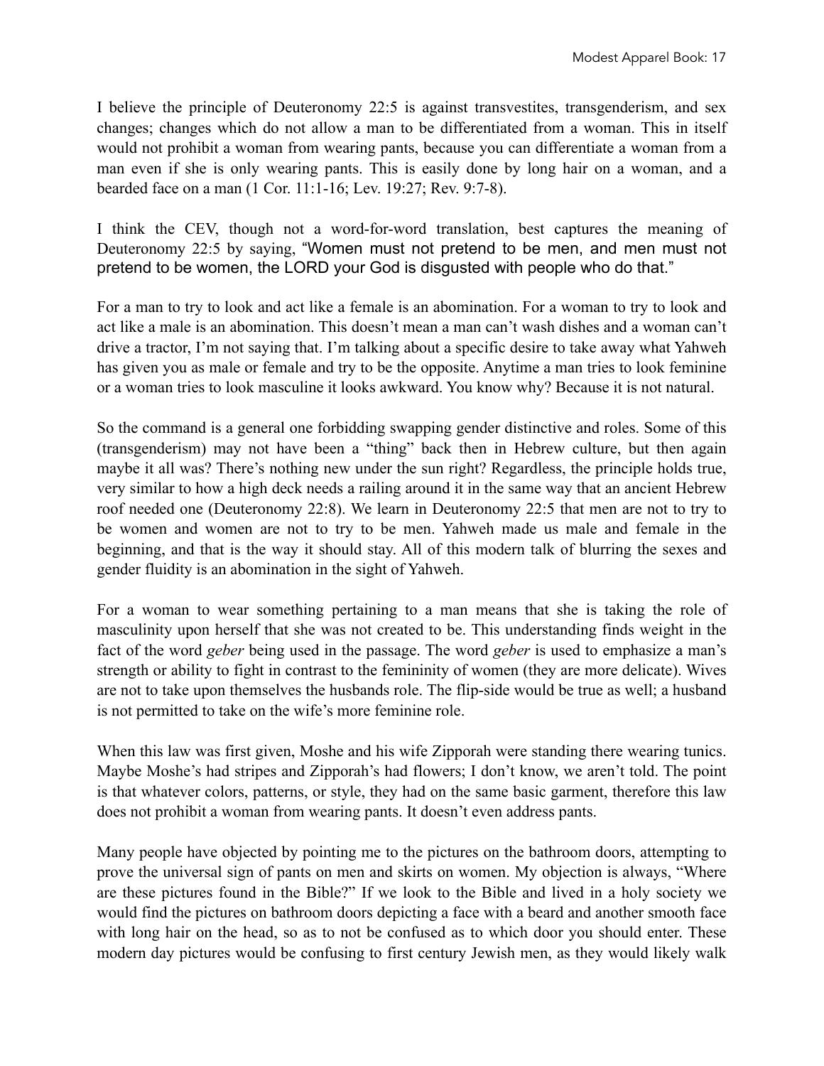I believe the principle of Deuteronomy 22:5 is against transvestites, transgenderism, and sex changes; changes which do not allow a man to be differentiated from a woman. This in itself would not prohibit a woman from wearing pants, because you can differentiate a woman from a man even if she is only wearing pants. This is easily done by long hair on a woman, and a bearded face on a man (1 Cor. 11:1-16; Lev. 19:27; Rev. 9:7-8).

I think the CEV, though not a word-for-word translation, best captures the meaning of Deuteronomy 22:5 by saying, "Women must not pretend to be men, and men must not pretend to be women, the LORD your God is disgusted with people who do that."

For a man to try to look and act like a female is an abomination. For a woman to try to look and act like a male is an abomination. This doesn't mean a man can't wash dishes and a woman can't drive a tractor, I'm not saying that. I'm talking about a specific desire to take away what Yahweh has given you as male or female and try to be the opposite. Anytime a man tries to look feminine or a woman tries to look masculine it looks awkward. You know why? Because it is not natural.

So the command is a general one forbidding swapping gender distinctive and roles. Some of this (transgenderism) may not have been a "thing" back then in Hebrew culture, but then again maybe it all was? There's nothing new under the sun right? Regardless, the principle holds true, very similar to how a high deck needs a railing around it in the same way that an ancient Hebrew roof needed one (Deuteronomy 22:8). We learn in Deuteronomy 22:5 that men are not to try to be women and women are not to try to be men. Yahweh made us male and female in the beginning, and that is the way it should stay. All of this modern talk of blurring the sexes and gender fluidity is an abomination in the sight of Yahweh.

For a woman to wear something pertaining to a man means that she is taking the role of masculinity upon herself that she was not created to be. This understanding finds weight in the fact of the word *geber* being used in the passage. The word *geber* is used to emphasize a man's strength or ability to fight in contrast to the femininity of women (they are more delicate). Wives are not to take upon themselves the husbands role. The flip-side would be true as well; a husband is not permitted to take on the wife's more feminine role.

When this law was first given, Moshe and his wife Zipporah were standing there wearing tunics. Maybe Moshe's had stripes and Zipporah's had flowers; I don't know, we aren't told. The point is that whatever colors, patterns, or style, they had on the same basic garment, therefore this law does not prohibit a woman from wearing pants. It doesn't even address pants.

Many people have objected by pointing me to the pictures on the bathroom doors, attempting to prove the universal sign of pants on men and skirts on women. My objection is always, "Where are these pictures found in the Bible?" If we look to the Bible and lived in a holy society we would find the pictures on bathroom doors depicting a face with a beard and another smooth face with long hair on the head, so as to not be confused as to which door you should enter. These modern day pictures would be confusing to first century Jewish men, as they would likely walk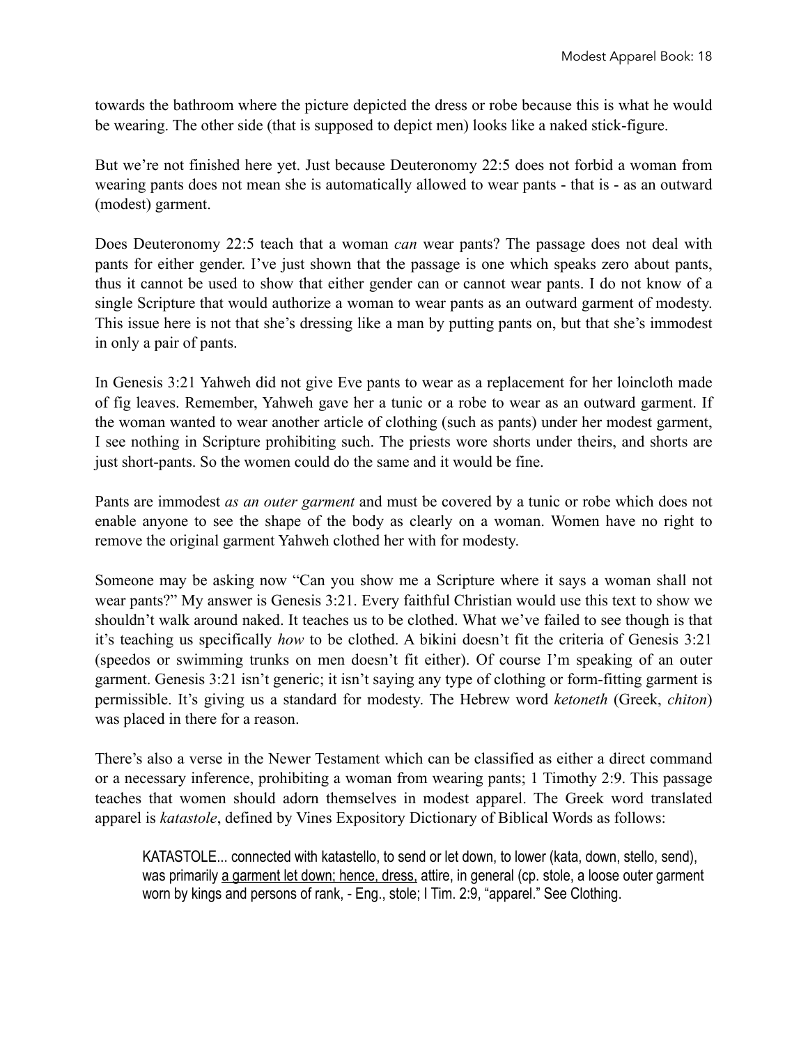towards the bathroom where the picture depicted the dress or robe because this is what he would be wearing. The other side (that is supposed to depict men) looks like a naked stick-figure.

But we're not finished here yet. Just because Deuteronomy 22:5 does not forbid a woman from wearing pants does not mean she is automatically allowed to wear pants - that is - as an outward (modest) garment.

Does Deuteronomy 22:5 teach that a woman *can* wear pants? The passage does not deal with pants for either gender. I've just shown that the passage is one which speaks zero about pants, thus it cannot be used to show that either gender can or cannot wear pants. I do not know of a single Scripture that would authorize a woman to wear pants as an outward garment of modesty. This issue here is not that she's dressing like a man by putting pants on, but that she's immodest in only a pair of pants.

In Genesis 3:21 Yahweh did not give Eve pants to wear as a replacement for her loincloth made of fig leaves. Remember, Yahweh gave her a tunic or a robe to wear as an outward garment. If the woman wanted to wear another article of clothing (such as pants) under her modest garment, I see nothing in Scripture prohibiting such. The priests wore shorts under theirs, and shorts are just short-pants. So the women could do the same and it would be fine.

Pants are immodest *as an outer garment* and must be covered by a tunic or robe which does not enable anyone to see the shape of the body as clearly on a woman. Women have no right to remove the original garment Yahweh clothed her with for modesty.

Someone may be asking now "Can you show me a Scripture where it says a woman shall not wear pants?" My answer is Genesis 3:21. Every faithful Christian would use this text to show we shouldn't walk around naked. It teaches us to be clothed. What we've failed to see though is that it's teaching us specifically *how* to be clothed. A bikini doesn't fit the criteria of Genesis 3:21 (speedos or swimming trunks on men doesn't fit either). Of course I'm speaking of an outer garment. Genesis 3:21 isn't generic; it isn't saying any type of clothing or form-fitting garment is permissible. It's giving us a standard for modesty. The Hebrew word *ketoneth* (Greek, *chiton*) was placed in there for a reason.

There's also a verse in the Newer Testament which can be classified as either a direct command or a necessary inference, prohibiting a woman from wearing pants; 1 Timothy 2:9. This passage teaches that women should adorn themselves in modest apparel. The Greek word translated apparel is *katastole*, defined by Vines Expository Dictionary of Biblical Words as follows:

> KATASTOLE... connected with katastello, to send or let down, to lower (kata, down, stello, send), was primarily <u>a garment let down; hence, dress,</u> attire, in general (cp. stole, a loose outer garment worn by kings and persons of rank, - Eng., stole; I Tim. 2:9, "apparel." See Clothing.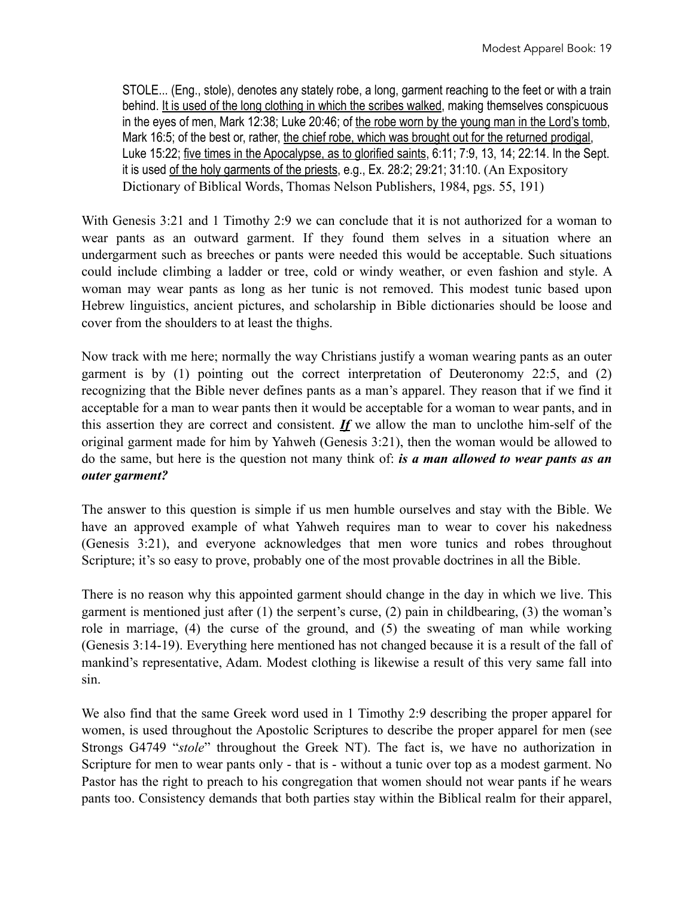> STOLE... (Eng., stole), denotes any stately robe, a long, garment reaching to the feet or with a train behind. <u>It is used of the long clothing in which the scribes walked</u>, making themselves conspicuous in the eyes of men, Mark 12:38; Luke 20:46; of <u>the robe worn by the young man in the Lord's tomb</u>, Mark 16:5; of the best or, rather, <u>the chief robe, which was brought out for the returned prodigal</u>, Luke 15:22; <u>five times in the Apocalypse, as to glorified saints</u>, 6:11; 7:9, 13, 14; 22:14. In the Sept. it is used <u>of the holy garments of the priests</u>, e.g., Ex. 28:2; 29:21; 31:10. (An Expository Dictionary of Biblical Words, Thomas Nelson Publishers, 1984, pgs. 55, 191)

With Genesis 3:21 and 1 Timothy 2:9 we can conclude that it is not authorized for a woman to wear pants as an outward garment. If they found them selves in a situation where an undergarment such as breeches or pants were needed this would be acceptable. Such situations could include climbing a ladder or tree, cold or windy weather, or even fashion and style. A woman may wear pants as long as her tunic is not removed. This modest tunic based upon Hebrew linguistics, ancient pictures, and scholarship in Bible dictionaries should be loose and cover from the shoulders to at least the thighs.

Now track with me here; normally the way Christians justify a woman wearing pants as an outer garment is by (1) pointing out the correct interpretation of Deuteronomy 22:5, and (2) recognizing that the Bible never defines pants as a man's apparel. They reason that if we find it acceptable for a man to wear pants then it would be acceptable for a woman to wear pants, and in this assertion they are correct and consistent. ***<u>If</u>*** we allow the man to unclothe him-self of the original garment made for him by Yahweh (Genesis 3:21), then the woman would be allowed to do the same, but here is the question not many think of: ***is a man allowed to wear pants as an outer garment?***

The answer to this question is simple if us men humble ourselves and stay with the Bible. We have an approved example of what Yahweh requires man to wear to cover his nakedness (Genesis 3:21), and everyone acknowledges that men wore tunics and robes throughout Scripture; it's so easy to prove, probably one of the most provable doctrines in all the Bible.

There is no reason why this appointed garment should change in the day in which we live. This garment is mentioned just after (1) the serpent's curse, (2) pain in childbearing, (3) the woman's role in marriage, (4) the curse of the ground, and (5) the sweating of man while working (Genesis 3:14-19). Everything here mentioned has not changed because it is a result of the fall of mankind's representative, Adam. Modest clothing is likewise a result of this very same fall into sin.

We also find that the same Greek word used in 1 Timothy 2:9 describing the proper apparel for women, is used throughout the Apostolic Scriptures to describe the proper apparel for men (see Strongs G4749 "*stole*" throughout the Greek NT). The fact is, we have no authorization in Scripture for men to wear pants only - that is - without a tunic over top as a modest garment. No Pastor has the right to preach to his congregation that women should not wear pants if he wears pants too. Consistency demands that both parties stay within the Biblical realm for their apparel,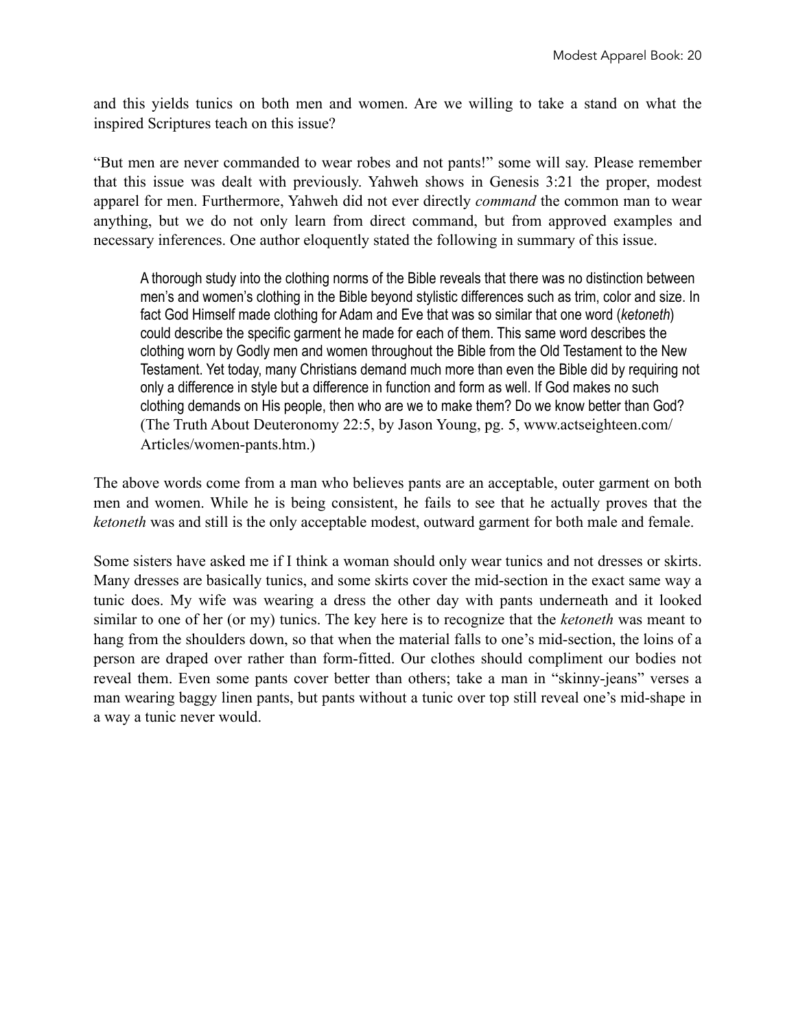and this yields tunics on both men and women. Are we willing to take a stand on what the inspired Scriptures teach on this issue?

"But men are never commanded to wear robes and not pants!" some will say. Please remember that this issue was dealt with previously. Yahweh shows in Genesis 3:21 the proper, modest apparel for men. Furthermore, Yahweh did not ever directly *command* the common man to wear anything, but we do not only learn from direct command, but from approved examples and necessary inferences. One author eloquently stated the following in summary of this issue.

> A thorough study into the clothing norms of the Bible reveals that there was no distinction between men's and women's clothing in the Bible beyond stylistic differences such as trim, color and size. In fact God Himself made clothing for Adam and Eve that was so similar that one word (*ketoneth*) could describe the specific garment he made for each of them. This same word describes the clothing worn by Godly men and women throughout the Bible from the Old Testament to the New Testament. Yet today, many Christians demand much more than even the Bible did by requiring not only a difference in style but a difference in function and form as well. If God makes no such clothing demands on His people, then who are we to make them? Do we know better than God? (The Truth About Deuteronomy 22:5, by Jason Young, pg. 5, www.actseighteen.com/Articles/women-pants.htm.)

The above words come from a man who believes pants are an acceptable, outer garment on both men and women. While he is being consistent, he fails to see that he actually proves that the *ketoneth* was and still is the only acceptable modest, outward garment for both male and female.

Some sisters have asked me if I think a woman should only wear tunics and not dresses or skirts. Many dresses are basically tunics, and some skirts cover the mid-section in the exact same way a tunic does. My wife was wearing a dress the other day with pants underneath and it looked similar to one of her (or my) tunics. The key here is to recognize that the *ketoneth* was meant to hang from the shoulders down, so that when the material falls to one's mid-section, the loins of a person are draped over rather than form-fitted. Our clothes should compliment our bodies not reveal them. Even some pants cover better than others; take a man in "skinny-jeans" verses a man wearing baggy linen pants, but pants without a tunic over top still reveal one's mid-shape in a way a tunic never would.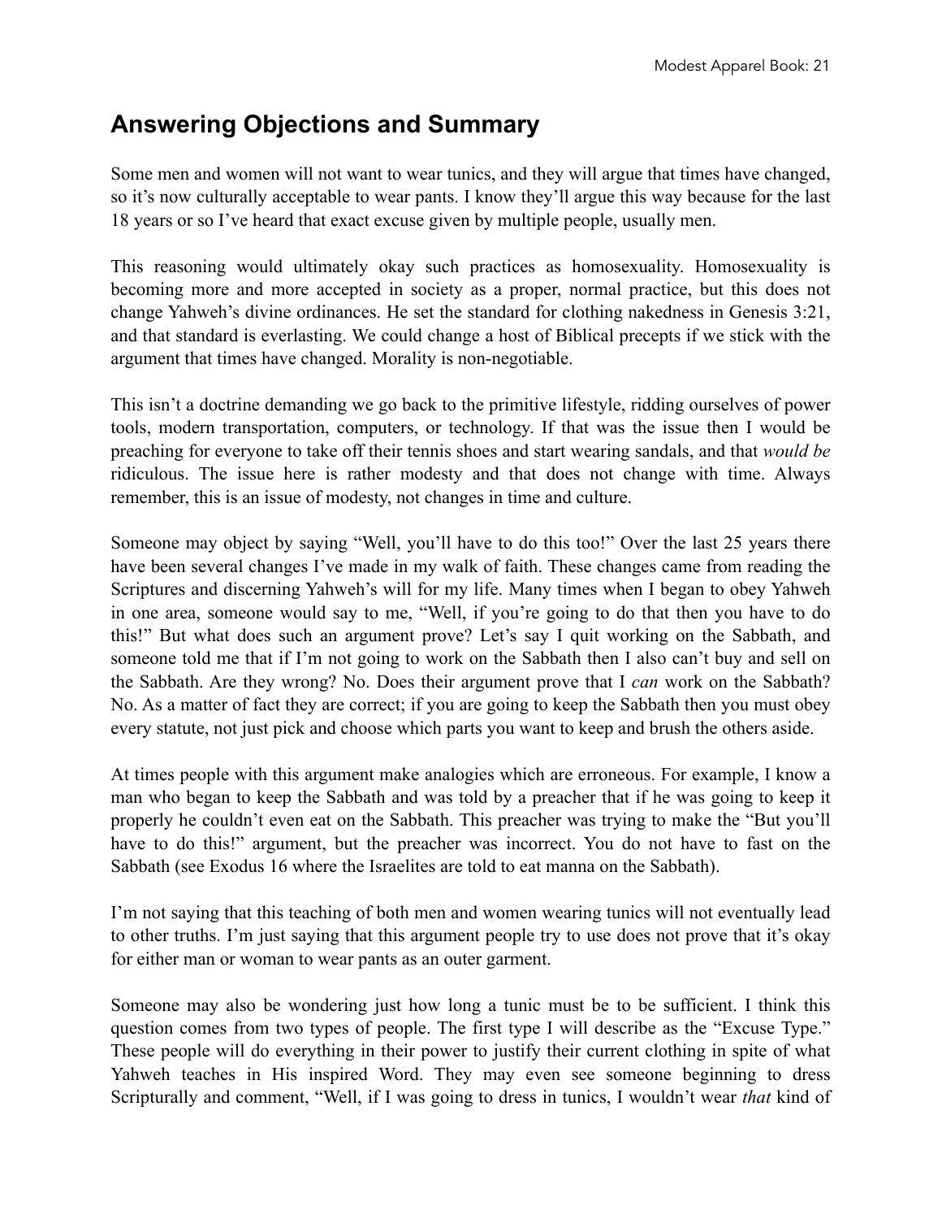## Answering Objections and Summary

Some men and women will not want to wear tunics, and they will argue that times have changed, so it's now culturally acceptable to wear pants. I know they'll argue this way because for the last 18 years or so I've heard that exact excuse given by multiple people, usually men.

This reasoning would ultimately okay such practices as homosexuality. Homosexuality is becoming more and more accepted in society as a proper, normal practice, but this does not change Yahweh's divine ordinances. He set the standard for clothing nakedness in Genesis 3:21, and that standard is everlasting. We could change a host of Biblical precepts if we stick with the argument that times have changed. Morality is non-negotiable.

This isn't a doctrine demanding we go back to the primitive lifestyle, ridding ourselves of power tools, modern transportation, computers, or technology. If that was the issue then I would be preaching for everyone to take off their tennis shoes and start wearing sandals, and that *would be* ridiculous. The issue here is rather modesty and that does not change with time. Always remember, this is an issue of modesty, not changes in time and culture.

Someone may object by saying "Well, you'll have to do this too!" Over the last 25 years there have been several changes I've made in my walk of faith. These changes came from reading the Scriptures and discerning Yahweh's will for my life. Many times when I began to obey Yahweh in one area, someone would say to me, "Well, if you're going to do that then you have to do this!" But what does such an argument prove? Let's say I quit working on the Sabbath, and someone told me that if I'm not going to work on the Sabbath then I also can't buy and sell on the Sabbath. Are they wrong? No. Does their argument prove that I *can* work on the Sabbath? No. As a matter of fact they are correct; if you are going to keep the Sabbath then you must obey every statute, not just pick and choose which parts you want to keep and brush the others aside.

At times people with this argument make analogies which are erroneous. For example, I know a man who began to keep the Sabbath and was told by a preacher that if he was going to keep it properly he couldn't even eat on the Sabbath. This preacher was trying to make the "But you'll have to do this!" argument, but the preacher was incorrect. You do not have to fast on the Sabbath (see Exodus 16 where the Israelites are told to eat manna on the Sabbath).

I'm not saying that this teaching of both men and women wearing tunics will not eventually lead to other truths. I'm just saying that this argument people try to use does not prove that it's okay for either man or woman to wear pants as an outer garment.

Someone may also be wondering just how long a tunic must be to be sufficient. I think this question comes from two types of people. The first type I will describe as the "Excuse Type." These people will do everything in their power to justify their current clothing in spite of what Yahweh teaches in His inspired Word. They may even see someone beginning to dress Scripturally and comment, "Well, if I was going to dress in tunics, I wouldn't wear *that* kind of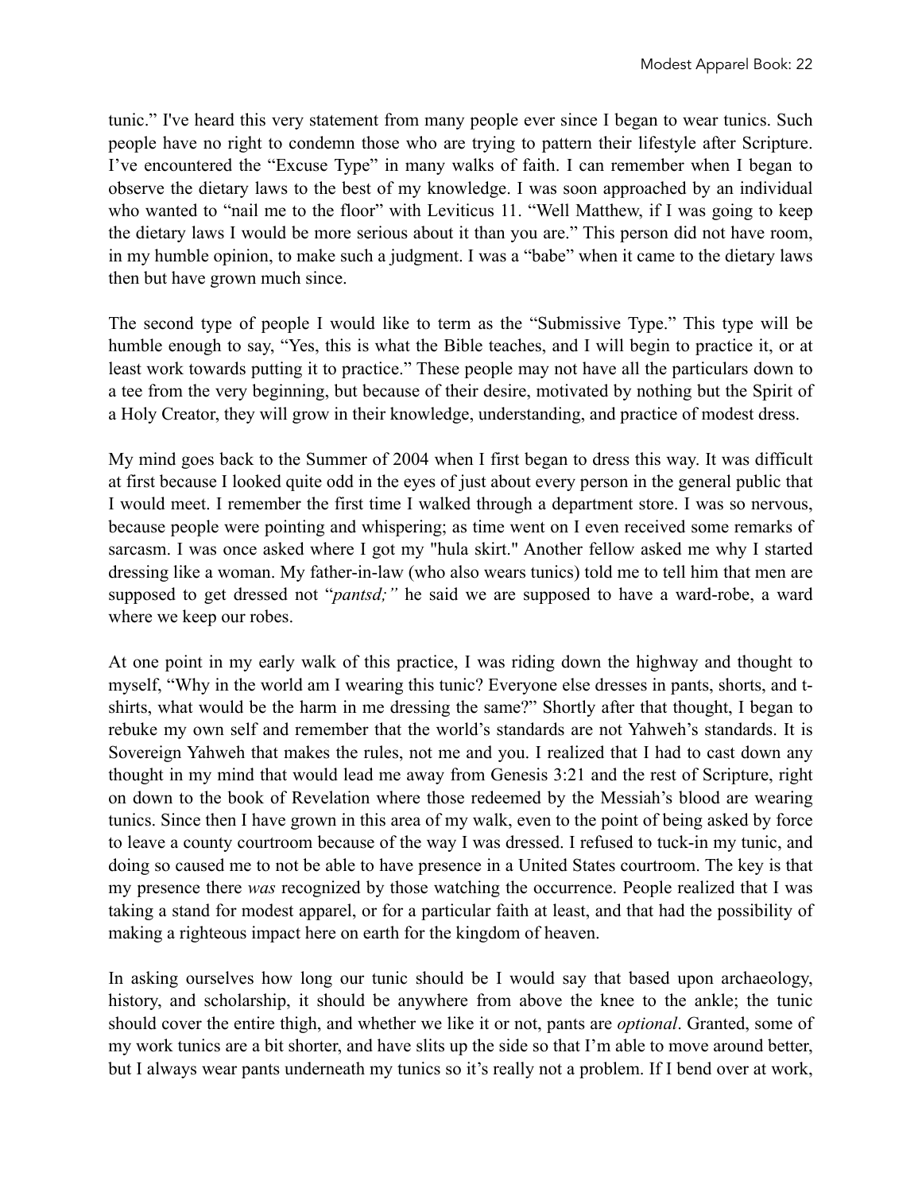tunic." I've heard this very statement from many people ever since I began to wear tunics. Such people have no right to condemn those who are trying to pattern their lifestyle after Scripture. I've encountered the "Excuse Type" in many walks of faith. I can remember when I began to observe the dietary laws to the best of my knowledge. I was soon approached by an individual who wanted to "nail me to the floor" with Leviticus 11. "Well Matthew, if I was going to keep the dietary laws I would be more serious about it than you are." This person did not have room, in my humble opinion, to make such a judgment. I was a "babe" when it came to the dietary laws then but have grown much since.

The second type of people I would like to term as the "Submissive Type." This type will be humble enough to say, "Yes, this is what the Bible teaches, and I will begin to practice it, or at least work towards putting it to practice." These people may not have all the particulars down to a tee from the very beginning, but because of their desire, motivated by nothing but the Spirit of a Holy Creator, they will grow in their knowledge, understanding, and practice of modest dress.

My mind goes back to the Summer of 2004 when I first began to dress this way. It was difficult at first because I looked quite odd in the eyes of just about every person in the general public that I would meet. I remember the first time I walked through a department store. I was so nervous, because people were pointing and whispering; as time went on I even received some remarks of sarcasm. I was once asked where I got my "hula skirt." Another fellow asked me why I started dressing like a woman. My father-in-law (who also wears tunics) told me to tell him that men are supposed to get dressed not "*pantsd;"* he said we are supposed to have a ward-robe, a ward where we keep our robes.

At one point in my early walk of this practice, I was riding down the highway and thought to myself, "Why in the world am I wearing this tunic? Everyone else dresses in pants, shorts, and t-shirts, what would be the harm in me dressing the same?" Shortly after that thought, I began to rebuke my own self and remember that the world's standards are not Yahweh's standards. It is Sovereign Yahweh that makes the rules, not me and you. I realized that I had to cast down any thought in my mind that would lead me away from Genesis 3:21 and the rest of Scripture, right on down to the book of Revelation where those redeemed by the Messiah's blood are wearing tunics. Since then I have grown in this area of my walk, even to the point of being asked by force to leave a county courtroom because of the way I was dressed. I refused to tuck-in my tunic, and doing so caused me to not be able to have presence in a United States courtroom. The key is that my presence there *was* recognized by those watching the occurrence. People realized that I was taking a stand for modest apparel, or for a particular faith at least, and that had the possibility of making a righteous impact here on earth for the kingdom of heaven.

In asking ourselves how long our tunic should be I would say that based upon archaeology, history, and scholarship, it should be anywhere from above the knee to the ankle; the tunic should cover the entire thigh, and whether we like it or not, pants are *optional*. Granted, some of my work tunics are a bit shorter, and have slits up the side so that I'm able to move around better, but I always wear pants underneath my tunics so it's really not a problem. If I bend over at work,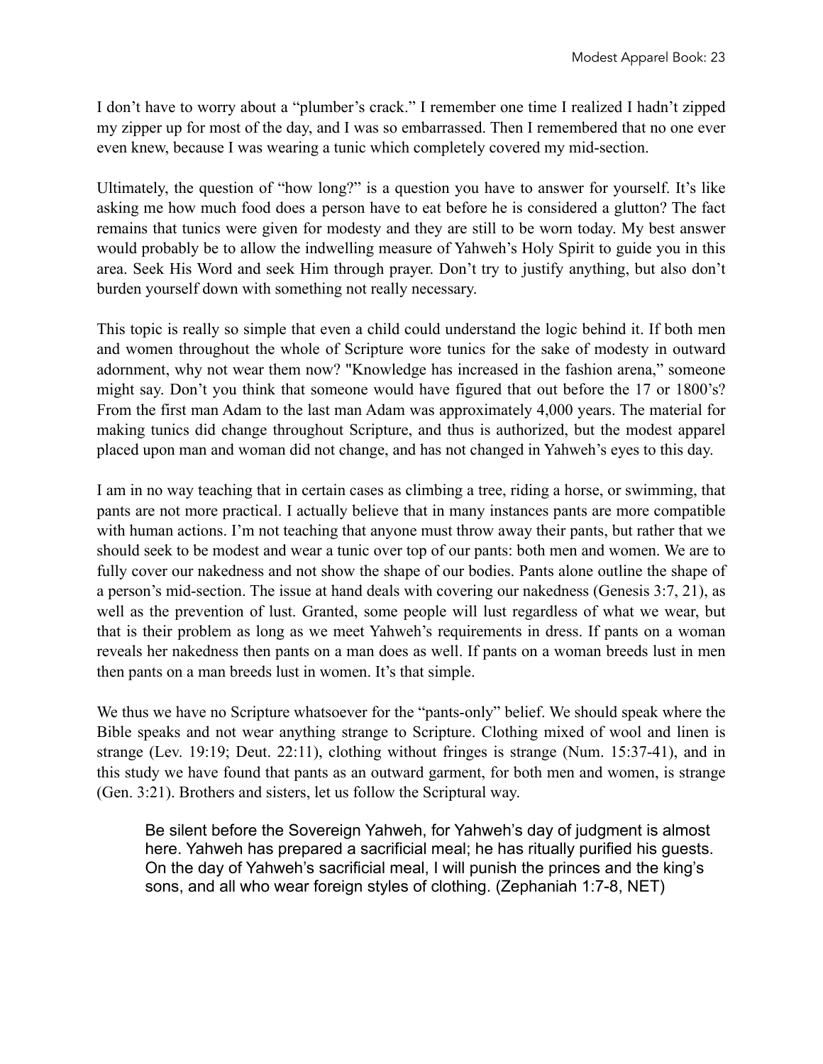I don't have to worry about a "plumber's crack." I remember one time I realized I hadn't zipped my zipper up for most of the day, and I was so embarrassed. Then I remembered that no one ever even knew, because I was wearing a tunic which completely covered my mid-section.

Ultimately, the question of "how long?" is a question you have to answer for yourself. It's like asking me how much food does a person have to eat before he is considered a glutton? The fact remains that tunics were given for modesty and they are still to be worn today. My best answer would probably be to allow the indwelling measure of Yahweh's Holy Spirit to guide you in this area. Seek His Word and seek Him through prayer. Don't try to justify anything, but also don't burden yourself down with something not really necessary.

This topic is really so simple that even a child could understand the logic behind it. If both men and women throughout the whole of Scripture wore tunics for the sake of modesty in outward adornment, why not wear them now? "Knowledge has increased in the fashion arena," someone might say. Don't you think that someone would have figured that out before the 17 or 1800's? From the first man Adam to the last man Adam was approximately 4,000 years. The material for making tunics did change throughout Scripture, and thus is authorized, but the modest apparel placed upon man and woman did not change, and has not changed in Yahweh's eyes to this day.

I am in no way teaching that in certain cases as climbing a tree, riding a horse, or swimming, that pants are not more practical. I actually believe that in many instances pants are more compatible with human actions. I'm not teaching that anyone must throw away their pants, but rather that we should seek to be modest and wear a tunic over top of our pants: both men and women. We are to fully cover our nakedness and not show the shape of our bodies. Pants alone outline the shape of a person's mid-section. The issue at hand deals with covering our nakedness (Genesis 3:7, 21), as well as the prevention of lust. Granted, some people will lust regardless of what we wear, but that is their problem as long as we meet Yahweh's requirements in dress. If pants on a woman reveals her nakedness then pants on a man does as well. If pants on a woman breeds lust in men then pants on a man breeds lust in women. It's that simple.

We thus we have no Scripture whatsoever for the "pants-only" belief. We should speak where the Bible speaks and not wear anything strange to Scripture. Clothing mixed of wool and linen is strange (Lev. 19:19; Deut. 22:11), clothing without fringes is strange (Num. 15:37-41), and in this study we have found that pants as an outward garment, for both men and women, is strange (Gen. 3:21). Brothers and sisters, let us follow the Scriptural way.

> Be silent before the Sovereign Yahweh, for Yahweh's day of judgment is almost here. Yahweh has prepared a sacrificial meal; he has ritually purified his guests. On the day of Yahweh's sacrificial meal, I will punish the princes and the king's sons, and all who wear foreign styles of clothing. (Zephaniah 1:7-8, NET)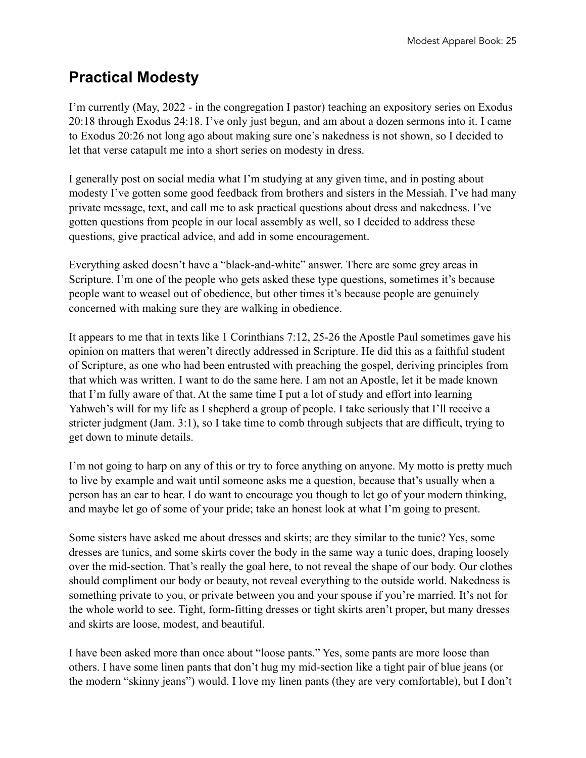## Practical Modesty

I'm currently (May, 2022 - in the congregation I pastor) teaching an expository series on Exodus 20:18 through Exodus 24:18. I've only just begun, and am about a dozen sermons into it. I came to Exodus 20:26 not long ago about making sure one's nakedness is not shown, so I decided to let that verse catapult me into a short series on modesty in dress.

I generally post on social media what I'm studying at any given time, and in posting about modesty I've gotten some good feedback from brothers and sisters in the Messiah. I've had many private message, text, and call me to ask practical questions about dress and nakedness. I've gotten questions from people in our local assembly as well, so I decided to address these questions, give practical advice, and add in some encouragement.

Everything asked doesn't have a "black-and-white" answer. There are some grey areas in Scripture. I'm one of the people who gets asked these type questions, sometimes it's because people want to weasel out of obedience, but other times it's because people are genuinely concerned with making sure they are walking in obedience.

It appears to me that in texts like 1 Corinthians 7:12, 25-26 the Apostle Paul sometimes gave his opinion on matters that weren't directly addressed in Scripture. He did this as a faithful student of Scripture, as one who had been entrusted with preaching the gospel, deriving principles from that which was written. I want to do the same here. I am not an Apostle, let it be made known that I'm fully aware of that. At the same time I put a lot of study and effort into learning Yahweh's will for my life as I shepherd a group of people. I take seriously that I'll receive a stricter judgment (Jam. 3:1), so I take time to comb through subjects that are difficult, trying to get down to minute details.

I'm not going to harp on any of this or try to force anything on anyone. My motto is pretty much to live by example and wait until someone asks me a question, because that's usually when a person has an ear to hear. I do want to encourage you though to let go of your modern thinking, and maybe let go of some of your pride; take an honest look at what I'm going to present.

Some sisters have asked me about dresses and skirts; are they similar to the tunic? Yes, some dresses are tunics, and some skirts cover the body in the same way a tunic does, draping loosely over the mid-section. That's really the goal here, to not reveal the shape of our body. Our clothes should compliment our body or beauty, not reveal everything to the outside world. Nakedness is something private to you, or private between you and your spouse if you're married. It's not for the whole world to see. Tight, form-fitting dresses or tight skirts aren't proper, but many dresses and skirts are loose, modest, and beautiful.

I have been asked more than once about "loose pants." Yes, some pants are more loose than others. I have some linen pants that don't hug my mid-section like a tight pair of blue jeans (or the modern "skinny jeans") would. I love my linen pants (they are very comfortable), but I don't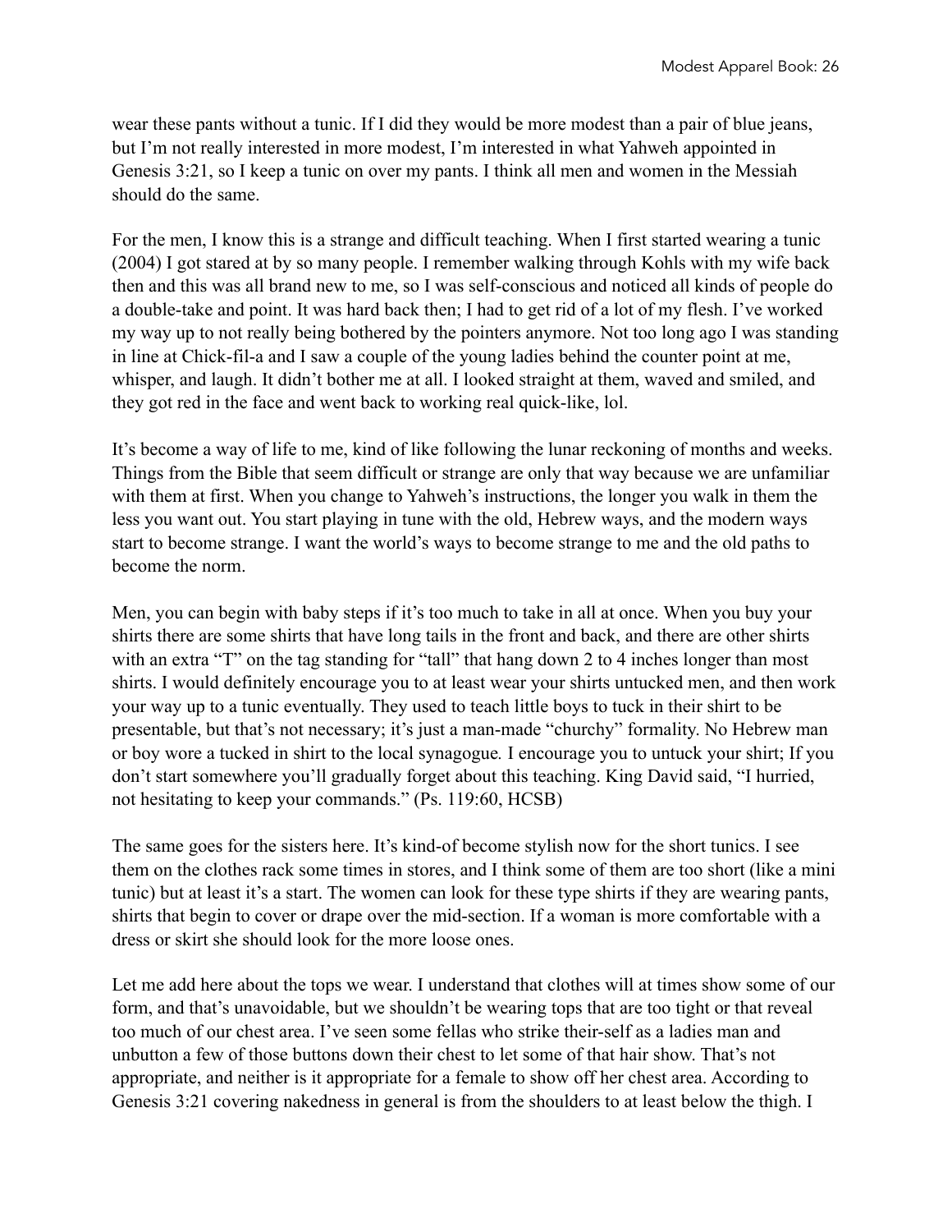wear these pants without a tunic. If I did they would be more modest than a pair of blue jeans, but I'm not really interested in more modest, I'm interested in what Yahweh appointed in Genesis 3:21, so I keep a tunic on over my pants. I think all men and women in the Messiah should do the same.

For the men, I know this is a strange and difficult teaching. When I first started wearing a tunic (2004) I got stared at by so many people. I remember walking through Kohls with my wife back then and this was all brand new to me, so I was self-conscious and noticed all kinds of people do a double-take and point. It was hard back then; I had to get rid of a lot of my flesh. I've worked my way up to not really being bothered by the pointers anymore. Not too long ago I was standing in line at Chick-fil-a and I saw a couple of the young ladies behind the counter point at me, whisper, and laugh. It didn't bother me at all. I looked straight at them, waved and smiled, and they got red in the face and went back to working real quick-like, lol.

It's become a way of life to me, kind of like following the lunar reckoning of months and weeks. Things from the Bible that seem difficult or strange are only that way because we are unfamiliar with them at first. When you change to Yahweh's instructions, the longer you walk in them the less you want out. You start playing in tune with the old, Hebrew ways, and the modern ways start to become strange. I want the world's ways to become strange to me and the old paths to become the norm.

Men, you can begin with baby steps if it's too much to take in all at once. When you buy your shirts there are some shirts that have long tails in the front and back, and there are other shirts with an extra "T" on the tag standing for "tall" that hang down 2 to 4 inches longer than most shirts. I would definitely encourage you to at least wear your shirts untucked men, and then work your way up to a tunic eventually. They used to teach little boys to tuck in their shirt to be presentable, but that's not necessary; it's just a man-made "churchy" formality. No Hebrew man or boy wore a tucked in shirt to the local synagogue*.* I encourage you to untuck your shirt; If you don't start somewhere you'll gradually forget about this teaching. King David said, "I hurried, not hesitating to keep your commands." (Ps. 119:60, HCSB)

The same goes for the sisters here. It's kind-of become stylish now for the short tunics. I see them on the clothes rack some times in stores, and I think some of them are too short (like a mini tunic) but at least it's a start. The women can look for these type shirts if they are wearing pants, shirts that begin to cover or drape over the mid-section. If a woman is more comfortable with a dress or skirt she should look for the more loose ones.

Let me add here about the tops we wear. I understand that clothes will at times show some of our form, and that's unavoidable, but we shouldn't be wearing tops that are too tight or that reveal too much of our chest area. I've seen some fellas who strike their-self as a ladies man and unbutton a few of those buttons down their chest to let some of that hair show. That's not appropriate, and neither is it appropriate for a female to show off her chest area. According to Genesis 3:21 covering nakedness in general is from the shoulders to at least below the thigh. I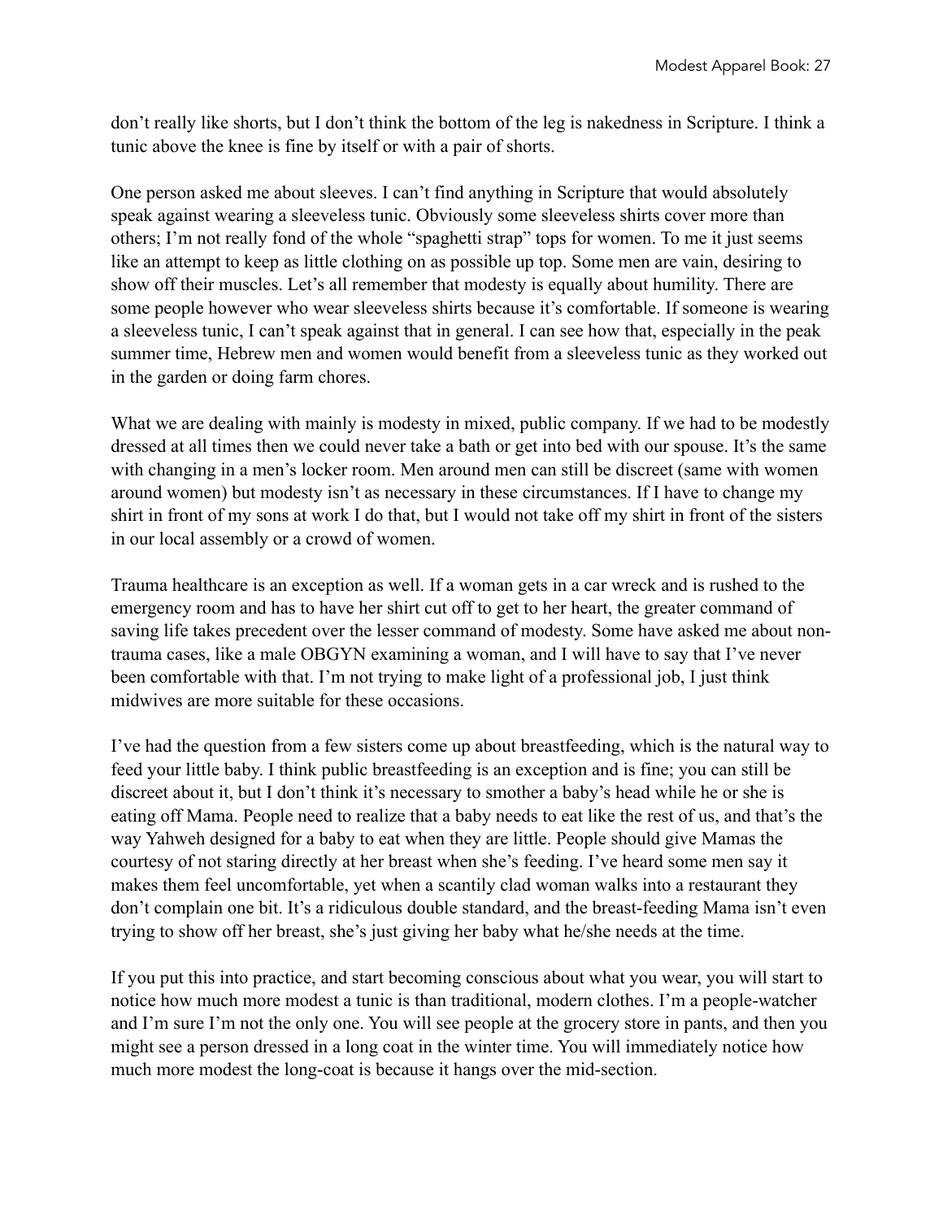don't really like shorts, but I don't think the bottom of the leg is nakedness in Scripture. I think a tunic above the knee is fine by itself or with a pair of shorts.

One person asked me about sleeves. I can't find anything in Scripture that would absolutely speak against wearing a sleeveless tunic. Obviously some sleeveless shirts cover more than others; I'm not really fond of the whole "spaghetti strap" tops for women. To me it just seems like an attempt to keep as little clothing on as possible up top. Some men are vain, desiring to show off their muscles. Let's all remember that modesty is equally about humility. There are some people however who wear sleeveless shirts because it's comfortable. If someone is wearing a sleeveless tunic, I can't speak against that in general. I can see how that, especially in the peak summer time, Hebrew men and women would benefit from a sleeveless tunic as they worked out in the garden or doing farm chores.

What we are dealing with mainly is modesty in mixed, public company. If we had to be modestly dressed at all times then we could never take a bath or get into bed with our spouse. It's the same with changing in a men's locker room. Men around men can still be discreet (same with women around women) but modesty isn't as necessary in these circumstances. If I have to change my shirt in front of my sons at work I do that, but I would not take off my shirt in front of the sisters in our local assembly or a crowd of women.

Trauma healthcare is an exception as well. If a woman gets in a car wreck and is rushed to the emergency room and has to have her shirt cut off to get to her heart, the greater command of saving life takes precedent over the lesser command of modesty. Some have asked me about non-trauma cases, like a male OBGYN examining a woman, and I will have to say that I've never been comfortable with that. I'm not trying to make light of a professional job, I just think midwives are more suitable for these occasions.

I've had the question from a few sisters come up about breastfeeding, which is the natural way to feed your little baby. I think public breastfeeding is an exception and is fine; you can still be discreet about it, but I don't think it's necessary to smother a baby's head while he or she is eating off Mama. People need to realize that a baby needs to eat like the rest of us, and that's the way Yahweh designed for a baby to eat when they are little. People should give Mamas the courtesy of not staring directly at her breast when she's feeding. I've heard some men say it makes them feel uncomfortable, yet when a scantily clad woman walks into a restaurant they don't complain one bit. It's a ridiculous double standard, and the breast-feeding Mama isn't even trying to show off her breast, she's just giving her baby what he/she needs at the time.

If you put this into practice, and start becoming conscious about what you wear, you will start to notice how much more modest a tunic is than traditional, modern clothes. I'm a people-watcher and I'm sure I'm not the only one. You will see people at the grocery store in pants, and then you might see a person dressed in a long coat in the winter time. You will immediately notice how much more modest the long-coat is because it hangs over the mid-section.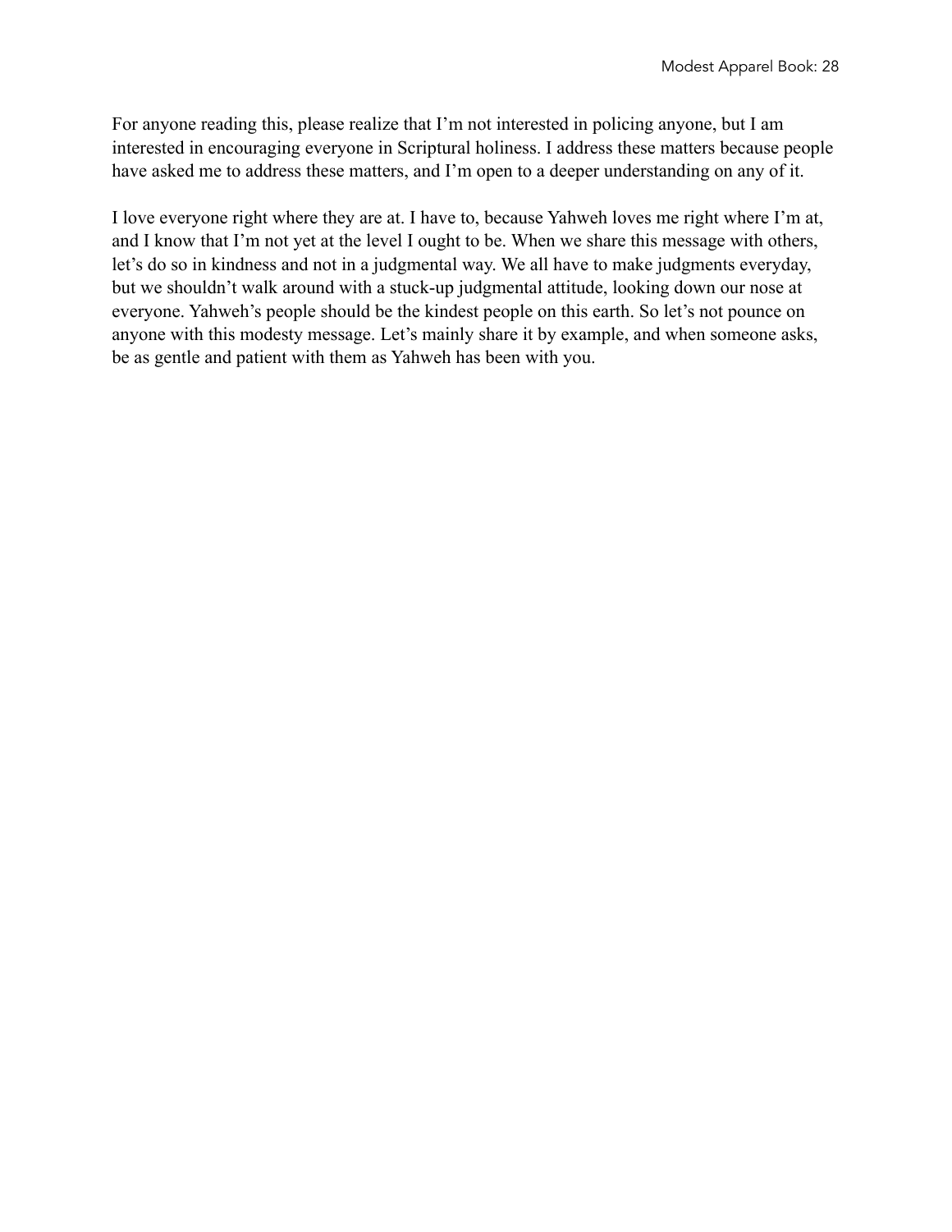For anyone reading this, please realize that I'm not interested in policing anyone, but I am interested in encouraging everyone in Scriptural holiness. I address these matters because people have asked me to address these matters, and I'm open to a deeper understanding on any of it.

I love everyone right where they are at. I have to, because Yahweh loves me right where I'm at, and I know that I'm not yet at the level I ought to be. When we share this message with others, let's do so in kindness and not in a judgmental way. We all have to make judgments everyday, but we shouldn't walk around with a stuck-up judgmental attitude, looking down our nose at everyone. Yahweh's people should be the kindest people on this earth. So let's not pounce on anyone with this modesty message. Let's mainly share it by example, and when someone asks, be as gentle and patient with them as Yahweh has been with you.